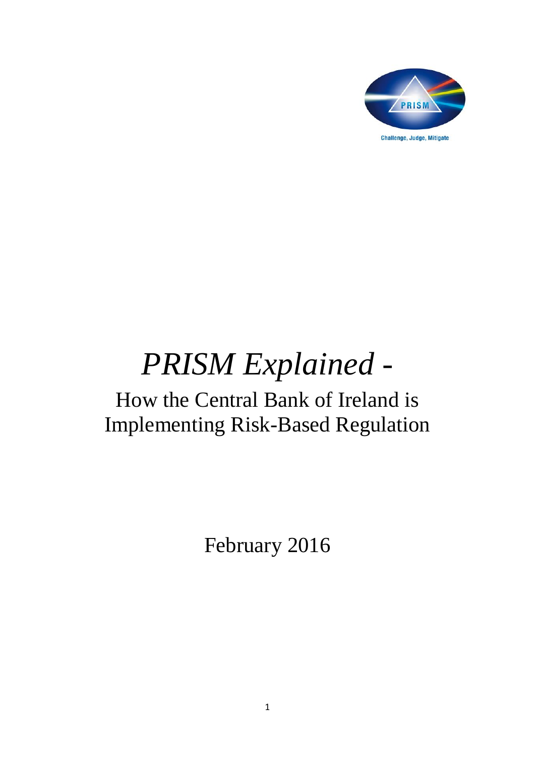# *PRISM Explained* -

## How the Central Bank of Ireland is Implementing Risk-Based Regulation

February 2016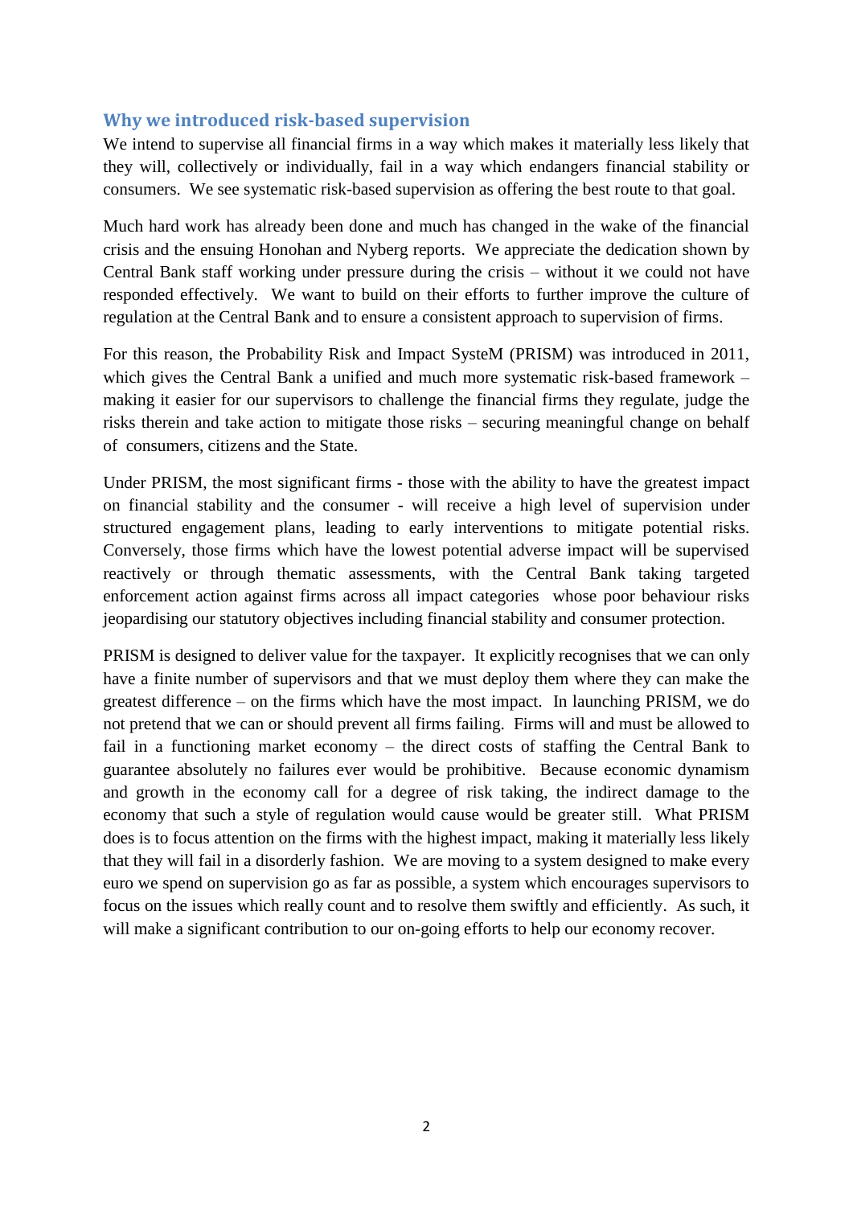## Why we introduced risk-based supervision

We intend to supervise all financial firms in a way which makes it materially less likely that they will, collectively or individually, fail in a way which endangers financial stability or consumers. We see systematic risk-based supervision as offering the best route to that goal.

Much hard work has already been done and much has changed in the wake of the financial crisis and the ensuing Honohan and Nyberg reports. We appreciate the dedication shown by Central Bank staff working under pressure during the crisis – without it we could not have responded effectively. We want to build on their efforts to further improve the culture of regulation at the Central Bank and to ensure a consistent approach to supervision of firms.

For this reason, the Probability Risk and Impact SysteM (PRISM) was introduced in 2011, which gives the Central Bank a unified and much more systematic risk-based framework – making it easier for our supervisors to challenge the financial firms they regulate, judge the risks therein and take action to mitigate those risks – securing meaningful change on behalf of consumers, citizens and the State.

Under PRISM, the most significant firms - those with the ability to have the greatest impact on financial stability and the consumer - will receive a high level of supervision under structured engagement plans, leading to early interventions to mitigate potential risks. Conversely, those firms which have the lowest potential adverse impact will be supervised reactively or through thematic assessments, with the Central Bank taking targeted enforcement action against firms across all impact categories whose poor behaviour risks jeopardising our statutory objectives including financial stability and consumer protection.

PRISM is designed to deliver value for the taxpayer. It explicitly recognises that we can only have a finite number of supervisors and that we must deploy them where they can make the greatest difference – on the firms which have the most impact. In launching PRISM, we do not pretend that we can or should prevent all firms failing. Firms will and must be allowed to fail in a functioning market economy – the direct costs of staffing the Central Bank to guarantee absolutely no failures ever would be prohibitive. Because economic dynamism and growth in the economy call for a degree of risk taking, the indirect damage to the economy that such a style of regulation would cause would be greater still. What PRISM does is to focus attention on the firms with the highest impact, making it materially less likely that they will fail in a disorderly fashion. We are moving to a system designed to make every euro we spend on supervision go as far as possible, a system which encourages supervisors to focus on the issues which really count and to resolve them swiftly and efficiently. As such, it will make a significant contribution to our on-going efforts to help our economy recover.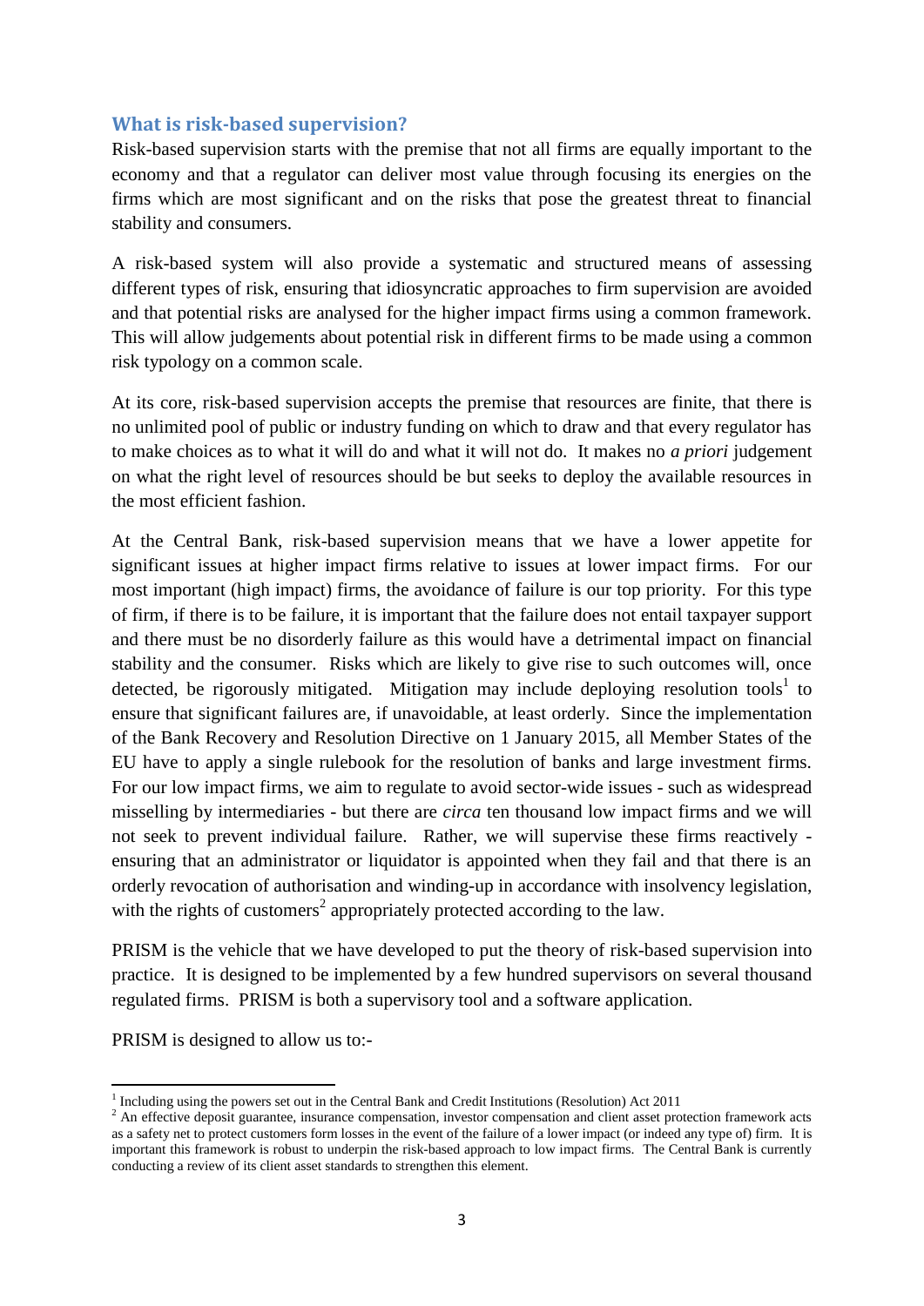## What is risk-based supervision?

Risk-based supervision starts with the premise that not all firms are equally important to the economy and that a regulator can deliver most value through focusing its energies on the firms which are most significant and on the risks that pose the greatest threat to financial stability and consumers.

A risk-based system will also provide a systematic and structured means of assessing different types of risk, ensuring that idiosyncratic approaches to firm supervision are avoided and that potential risks are analysed for the higher impact firms using a common framework. This will allow judgements about potential risk in different firms to be made using a common risk typology on a common scale.

At its core, risk-based supervision accepts the premise that resources are finite, that there is no unlimited pool of public or industry funding on which to draw and that every regulator has to make choices as to what it will do and what it will not do. It makes no *a priori* judgement on what the right level of resources should be but seeks to deploy the available resources in the most efficient fashion.

At the Central Bank, risk-based supervision means that we have a lower appetite for significant issues at higher impact firms relative to issues at lower impact firms. For our most important (high impact) firms, the avoidance of failure is our top priority. For this type of firm, if there is to be failure, it is important that the failure does not entail taxpayer support and there must be no disorderly failure as this would have a detrimental impact on financial stability and the consumer. Risks which are likely to give rise to such outcomes will, once detected, be rigorously mitigated. Mitigation may include deploying resolution tools[1] to ensure that significant failures are, if unavoidable, at least orderly. Since the implementation of the Bank Recovery and Resolution Directive on 1 January 2015, all Member States of the EU have to apply a single rulebook for the resolution of banks and large investment firms. For our low impact firms, we aim to regulate to avoid sector-wide issues - such as widespread misselling by intermediaries - but there are *circa* ten thousand low impact firms and we will not seek to prevent individual failure. Rather, we will supervise these firms reactively - ensuring that an administrator or liquidator is appointed when they fail and that there is an orderly revocation of authorisation and winding-up in accordance with insolvency legislation, with the rights of customers[2] appropriately protected according to the law.

PRISM is the vehicle that we have developed to put the theory of risk-based supervision into practice. It is designed to be implemented by a few hundred supervisors on several thousand regulated firms. PRISM is both a supervisory tool and a software application.

PRISM is designed to allow us to:-

[1] Including using the powers set out in the Central Bank and Credit Institutions (Resolution) Act 2011

[2] An effective deposit guarantee, insurance compensation, investor compensation and client asset protection framework acts as a safety net to protect customers form losses in the event of the failure of a lower impact (or indeed any type of) firm. It is important this framework is robust to underpin the risk-based approach to low impact firms. The Central Bank is currently conducting a review of its client asset standards to strengthen this element.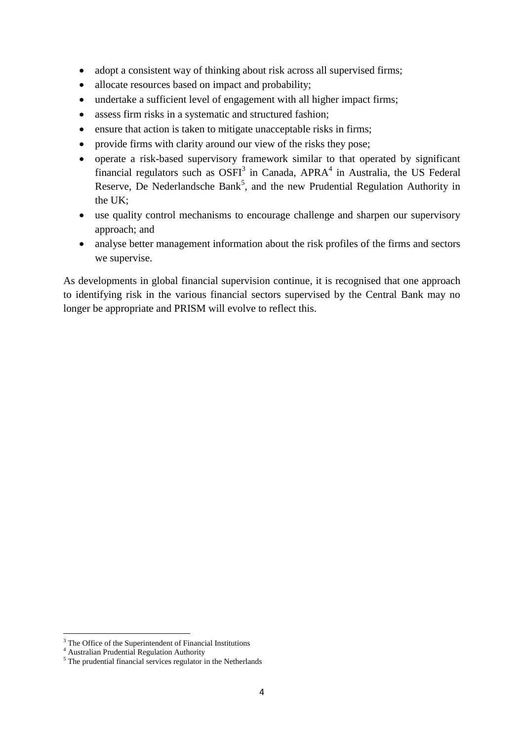- adopt a consistent way of thinking about risk across all supervised firms;
- allocate resources based on impact and probability;
- undertake a sufficient level of engagement with all higher impact firms;
- assess firm risks in a systematic and structured fashion;
- ensure that action is taken to mitigate unacceptable risks in firms;
- provide firms with clarity around our view of the risks they pose;
- operate a risk-based supervisory framework similar to that operated by significant financial regulators such as OSFI[3] in Canada, APRA[4] in Australia, the US Federal Reserve, De Nederlandsche Bank[5], and the new Prudential Regulation Authority in the UK;
- use quality control mechanisms to encourage challenge and sharpen our supervisory approach; and
- analyse better management information about the risk profiles of the firms and sectors we supervise.

As developments in global financial supervision continue, it is recognised that one approach to identifying risk in the various financial sectors supervised by the Central Bank may no longer be appropriate and PRISM will evolve to reflect this.

---

[3] The Office of the Superintendent of Financial Institutions

[4] Australian Prudential Regulation Authority

[5] The prudential financial services regulator in the Netherlands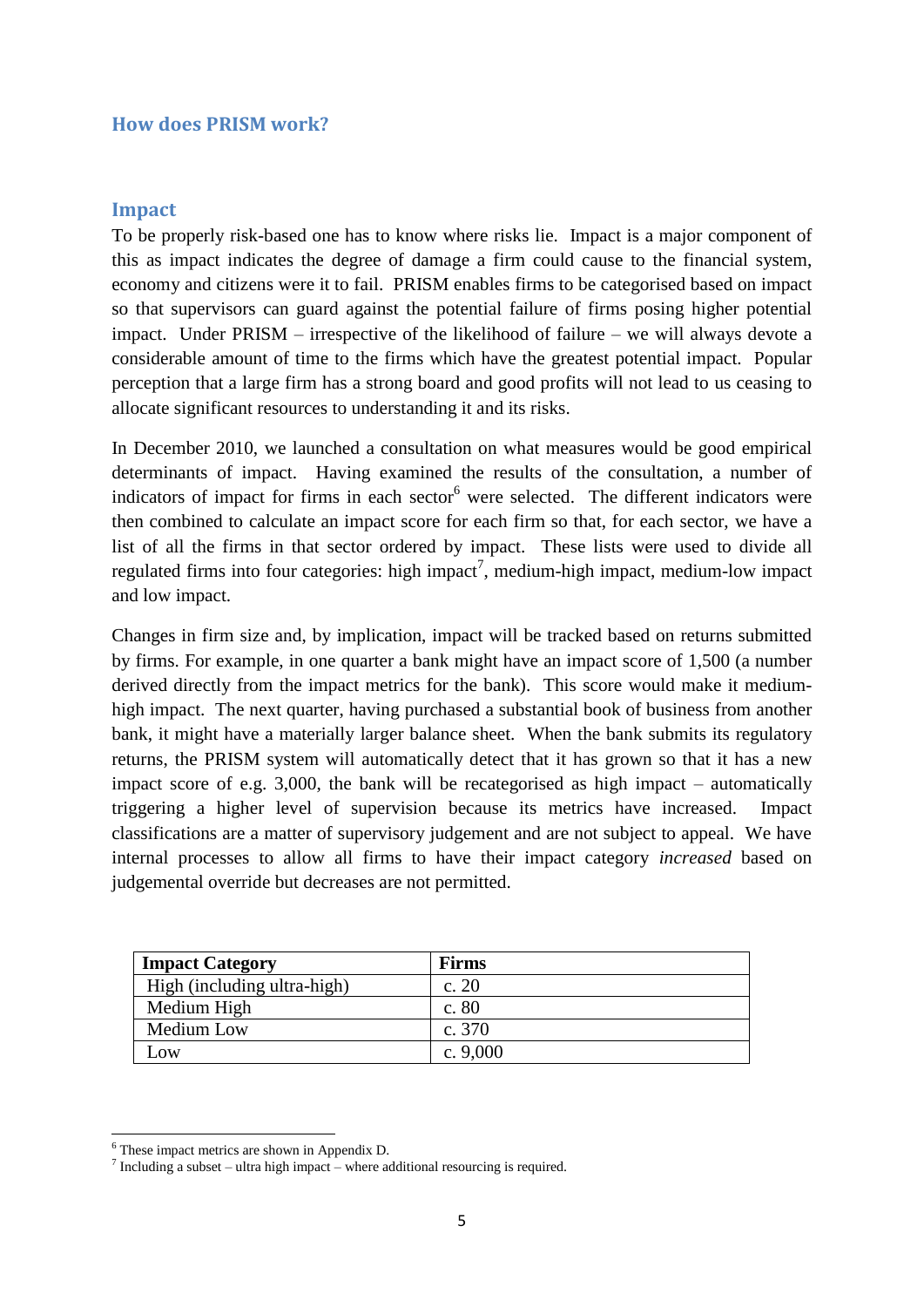## How does PRISM work?

### Impact

To be properly risk-based one has to know where risks lie. Impact is a major component of this as impact indicates the degree of damage a firm could cause to the financial system, economy and citizens were it to fail. PRISM enables firms to be categorised based on impact so that supervisors can guard against the potential failure of firms posing higher potential impact. Under PRISM – irrespective of the likelihood of failure – we will always devote a considerable amount of time to the firms which have the greatest potential impact. Popular perception that a large firm has a strong board and good profits will not lead to us ceasing to allocate significant resources to understanding it and its risks.

In December 2010, we launched a consultation on what measures would be good empirical determinants of impact. Having examined the results of the consultation, a number of indicators of impact for firms in each sector[6] were selected. The different indicators were then combined to calculate an impact score for each firm so that, for each sector, we have a list of all the firms in that sector ordered by impact. These lists were used to divide all regulated firms into four categories: high impact[7], medium-high impact, medium-low impact and low impact.

Changes in firm size and, by implication, impact will be tracked based on returns submitted by firms. For example, in one quarter a bank might have an impact score of 1,500 (a number derived directly from the impact metrics for the bank). This score would make it medium-high impact. The next quarter, having purchased a substantial book of business from another bank, it might have a materially larger balance sheet. When the bank submits its regulatory returns, the PRISM system will automatically detect that it has grown so that it has a new impact score of e.g. 3,000, the bank will be recategorised as high impact – automatically triggering a higher level of supervision because its metrics have increased. Impact classifications are a matter of supervisory judgement and are not subject to appeal. We have internal processes to allow all firms to have their impact category *increased* based on judgemental override but decreases are not permitted.

| Impact Category | Firms |
| --- | --- |
| High (including ultra-high) | c. 20 |
| Medium High | c. 80 |
| Medium Low | c. 370 |
| Low | c. 9,000 |

[6] These impact metrics are shown in Appendix D.

[7] Including a subset – ultra high impact – where additional resourcing is required.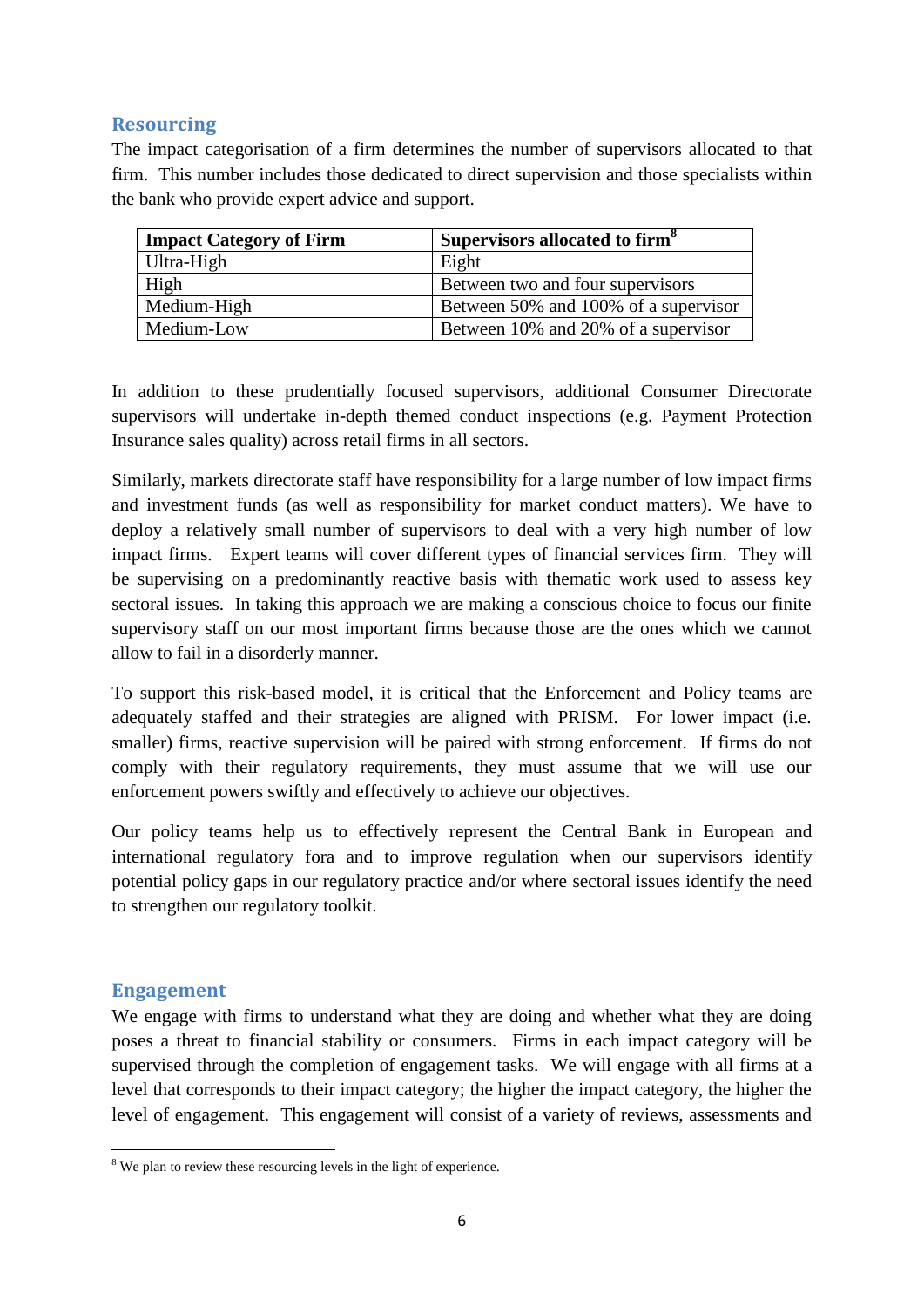## Resourcing

The impact categorisation of a firm determines the number of supervisors allocated to that firm. This number includes those dedicated to direct supervision and those specialists within the bank who provide expert advice and support.

| Impact Category of Firm | Supervisors allocated to firm[8] |
| --- | --- |
| Ultra-High | Eight |
| High | Between two and four supervisors |
| Medium-High | Between 50% and 100% of a supervisor |
| Medium-Low | Between 10% and 20% of a supervisor |

In addition to these prudentially focused supervisors, additional Consumer Directorate supervisors will undertake in-depth themed conduct inspections (e.g. Payment Protection Insurance sales quality) across retail firms in all sectors.

Similarly, markets directorate staff have responsibility for a large number of low impact firms and investment funds (as well as responsibility for market conduct matters). We have to deploy a relatively small number of supervisors to deal with a very high number of low impact firms. Expert teams will cover different types of financial services firm. They will be supervising on a predominantly reactive basis with thematic work used to assess key sectoral issues. In taking this approach we are making a conscious choice to focus our finite supervisory staff on our most important firms because those are the ones which we cannot allow to fail in a disorderly manner.

To support this risk-based model, it is critical that the Enforcement and Policy teams are adequately staffed and their strategies are aligned with PRISM. For lower impact (i.e. smaller) firms, reactive supervision will be paired with strong enforcement. If firms do not comply with their regulatory requirements, they must assume that we will use our enforcement powers swiftly and effectively to achieve our objectives.

Our policy teams help us to effectively represent the Central Bank in European and international regulatory fora and to improve regulation when our supervisors identify potential policy gaps in our regulatory practice and/or where sectoral issues identify the need to strengthen our regulatory toolkit.

## Engagement

We engage with firms to understand what they are doing and whether what they are doing poses a threat to financial stability or consumers. Firms in each impact category will be supervised through the completion of engagement tasks. We will engage with all firms at a level that corresponds to their impact category; the higher the impact category, the higher the level of engagement. This engagement will consist of a variety of reviews, assessments and

[8] We plan to review these resourcing levels in the light of experience.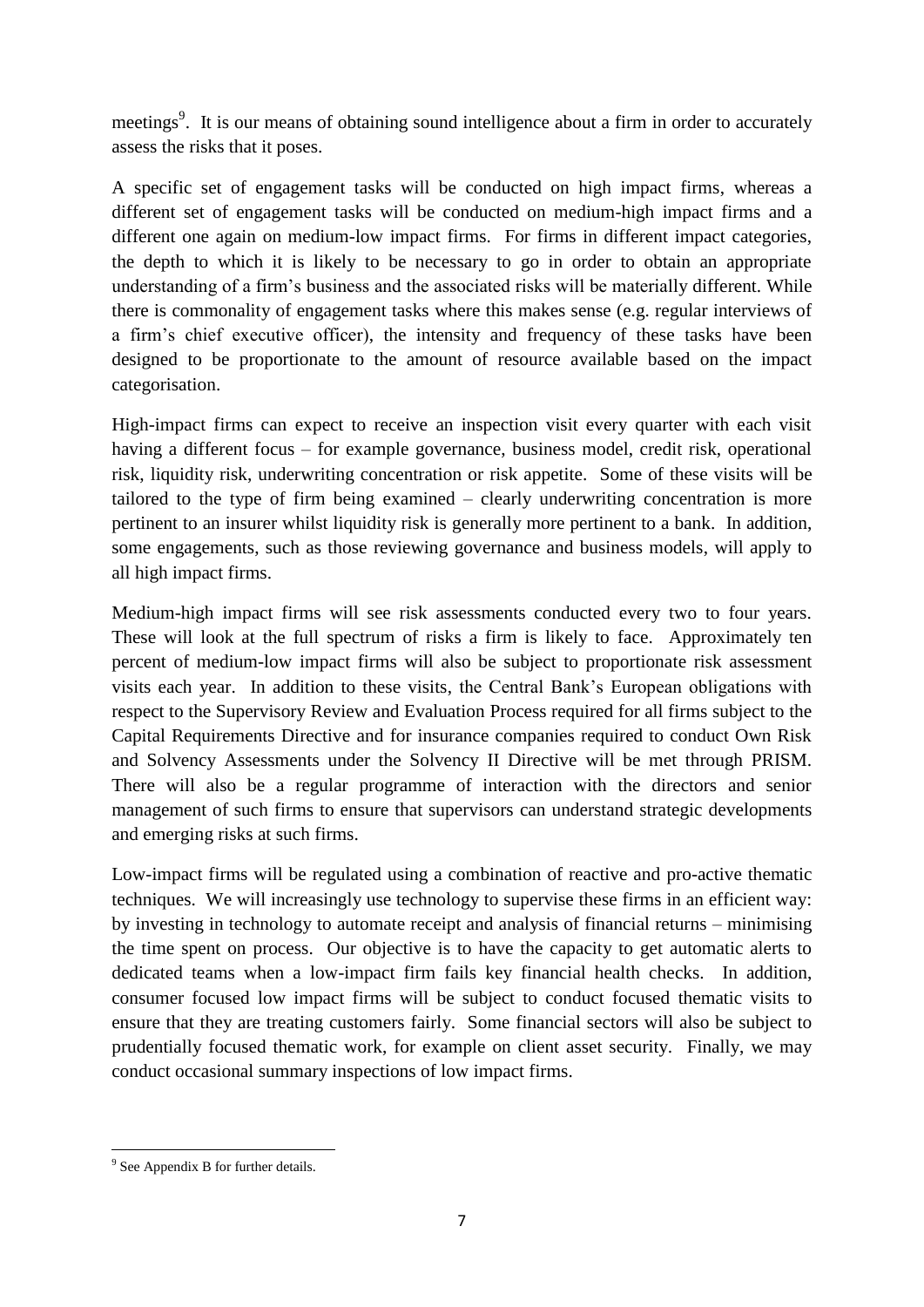meetings[9]. It is our means of obtaining sound intelligence about a firm in order to accurately assess the risks that it poses.

A specific set of engagement tasks will be conducted on high impact firms, whereas a different set of engagement tasks will be conducted on medium-high impact firms and a different one again on medium-low impact firms. For firms in different impact categories, the depth to which it is likely to be necessary to go in order to obtain an appropriate understanding of a firm's business and the associated risks will be materially different. While there is commonality of engagement tasks where this makes sense (e.g. regular interviews of a firm's chief executive officer), the intensity and frequency of these tasks have been designed to be proportionate to the amount of resource available based on the impact categorisation.

High-impact firms can expect to receive an inspection visit every quarter with each visit having a different focus – for example governance, business model, credit risk, operational risk, liquidity risk, underwriting concentration or risk appetite. Some of these visits will be tailored to the type of firm being examined – clearly underwriting concentration is more pertinent to an insurer whilst liquidity risk is generally more pertinent to a bank. In addition, some engagements, such as those reviewing governance and business models, will apply to all high impact firms.

Medium-high impact firms will see risk assessments conducted every two to four years. These will look at the full spectrum of risks a firm is likely to face. Approximately ten percent of medium-low impact firms will also be subject to proportionate risk assessment visits each year. In addition to these visits, the Central Bank's European obligations with respect to the Supervisory Review and Evaluation Process required for all firms subject to the Capital Requirements Directive and for insurance companies required to conduct Own Risk and Solvency Assessments under the Solvency II Directive will be met through PRISM. There will also be a regular programme of interaction with the directors and senior management of such firms to ensure that supervisors can understand strategic developments and emerging risks at such firms.

Low-impact firms will be regulated using a combination of reactive and pro-active thematic techniques. We will increasingly use technology to supervise these firms in an efficient way: by investing in technology to automate receipt and analysis of financial returns – minimising the time spent on process. Our objective is to have the capacity to get automatic alerts to dedicated teams when a low-impact firm fails key financial health checks. In addition, consumer focused low impact firms will be subject to conduct focused thematic visits to ensure that they are treating customers fairly. Some financial sectors will also be subject to prudentially focused thematic work, for example on client asset security. Finally, we may conduct occasional summary inspections of low impact firms.

---

[9] See Appendix B for further details.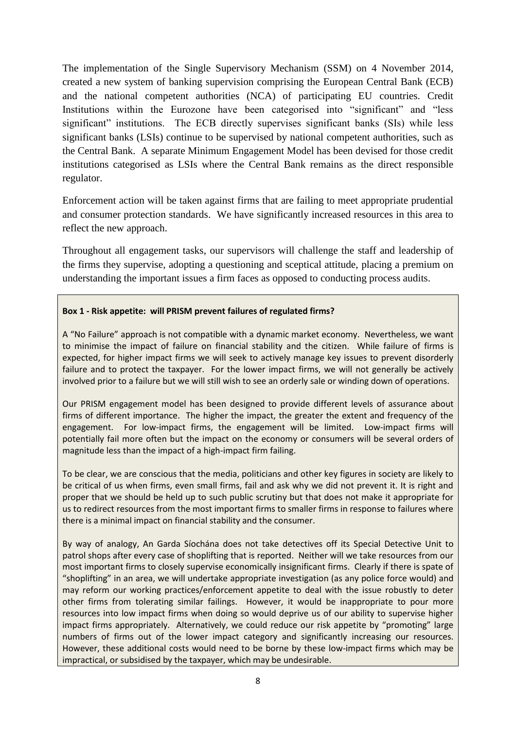The implementation of the Single Supervisory Mechanism (SSM) on 4 November 2014, created a new system of banking supervision comprising the European Central Bank (ECB) and the national competent authorities (NCA) of participating EU countries. Credit Institutions within the Eurozone have been categorised into "significant" and "less significant" institutions. The ECB directly supervises significant banks (SIs) while less significant banks (LSIs) continue to be supervised by national competent authorities, such as the Central Bank. A separate Minimum Engagement Model has been devised for those credit institutions categorised as LSIs where the Central Bank remains as the direct responsible regulator.

Enforcement action will be taken against firms that are failing to meet appropriate prudential and consumer protection standards. We have significantly increased resources in this area to reflect the new approach.

Throughout all engagement tasks, our supervisors will challenge the staff and leadership of the firms they supervise, adopting a questioning and sceptical attitude, placing a premium on understanding the important issues a firm faces as opposed to conducting process audits.

**Box 1 - Risk appetite: will PRISM prevent failures of regulated firms?**

A "No Failure" approach is not compatible with a dynamic market economy. Nevertheless, we want to minimise the impact of failure on financial stability and the citizen. While failure of firms is expected, for higher impact firms we will seek to actively manage key issues to prevent disorderly failure and to protect the taxpayer. For the lower impact firms, we will not generally be actively involved prior to a failure but we will still wish to see an orderly sale or winding down of operations.

Our PRISM engagement model has been designed to provide different levels of assurance about firms of different importance. The higher the impact, the greater the extent and frequency of the engagement. For low-impact firms, the engagement will be limited. Low-impact firms will potentially fail more often but the impact on the economy or consumers will be several orders of magnitude less than the impact of a high-impact firm failing.

To be clear, we are conscious that the media, politicians and other key figures in society are likely to be critical of us when firms, even small firms, fail and ask why we did not prevent it. It is right and proper that we should be held up to such public scrutiny but that does not make it appropriate for us to redirect resources from the most important firms to smaller firms in response to failures where there is a minimal impact on financial stability and the consumer.

By way of analogy, An Garda Síochána does not take detectives off its Special Detective Unit to patrol shops after every case of shoplifting that is reported. Neither will we take resources from our most important firms to closely supervise economically insignificant firms. Clearly if there is spate of "shoplifting" in an area, we will undertake appropriate investigation (as any police force would) and may reform our working practices/enforcement appetite to deal with the issue robustly to deter other firms from tolerating similar failings. However, it would be inappropriate to pour more resources into low impact firms when doing so would deprive us of our ability to supervise higher impact firms appropriately. Alternatively, we could reduce our risk appetite by "promoting" large numbers of firms out of the lower impact category and significantly increasing our resources. However, these additional costs would need to be borne by these low-impact firms which may be impractical, or subsidised by the taxpayer, which may be undesirable.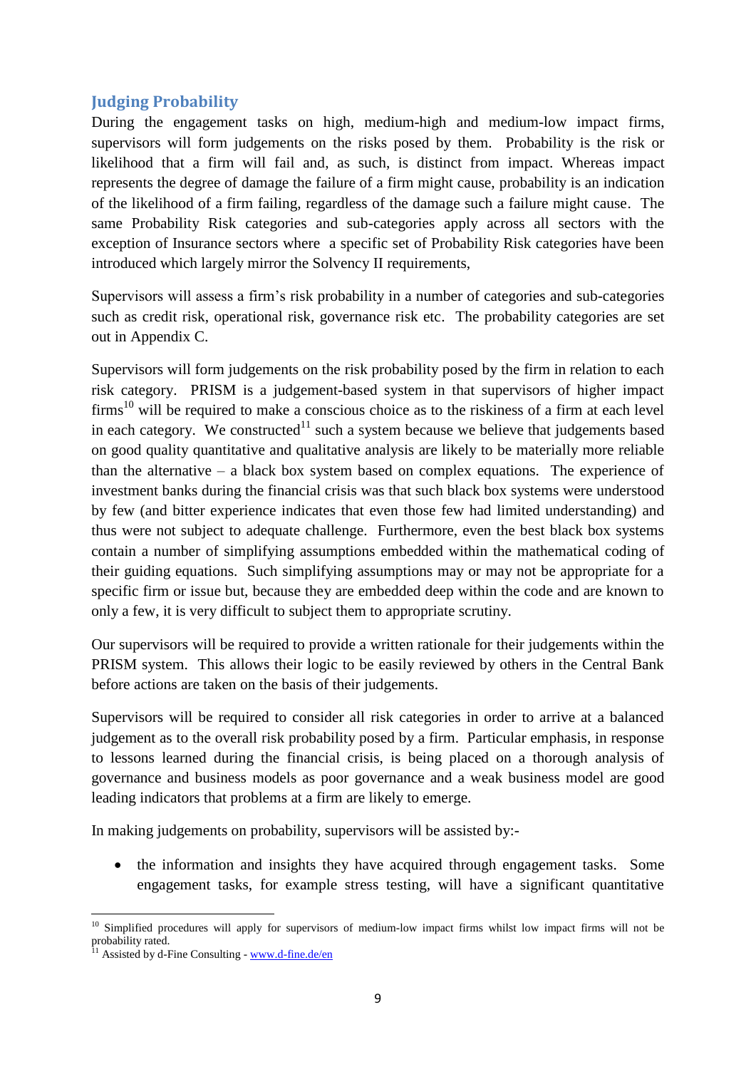## Judging Probability

During the engagement tasks on high, medium-high and medium-low impact firms, supervisors will form judgements on the risks posed by them. Probability is the risk or likelihood that a firm will fail and, as such, is distinct from impact. Whereas impact represents the degree of damage the failure of a firm might cause, probability is an indication of the likelihood of a firm failing, regardless of the damage such a failure might cause. The same Probability Risk categories and sub-categories apply across all sectors with the exception of Insurance sectors where a specific set of Probability Risk categories have been introduced which largely mirror the Solvency II requirements,

Supervisors will assess a firm's risk probability in a number of categories and sub-categories such as credit risk, operational risk, governance risk etc. The probability categories are set out in Appendix C.

Supervisors will form judgements on the risk probability posed by the firm in relation to each risk category. PRISM is a judgement-based system in that supervisors of higher impact firms[10] will be required to make a conscious choice as to the riskiness of a firm at each level in each category. We constructed[11] such a system because we believe that judgements based on good quality quantitative and qualitative analysis are likely to be materially more reliable than the alternative – a black box system based on complex equations. The experience of investment banks during the financial crisis was that such black box systems were understood by few (and bitter experience indicates that even those few had limited understanding) and thus were not subject to adequate challenge. Furthermore, even the best black box systems contain a number of simplifying assumptions embedded within the mathematical coding of their guiding equations. Such simplifying assumptions may or may not be appropriate for a specific firm or issue but, because they are embedded deep within the code and are known to only a few, it is very difficult to subject them to appropriate scrutiny.

Our supervisors will be required to provide a written rationale for their judgements within the PRISM system. This allows their logic to be easily reviewed by others in the Central Bank before actions are taken on the basis of their judgements.

Supervisors will be required to consider all risk categories in order to arrive at a balanced judgement as to the overall risk probability posed by a firm. Particular emphasis, in response to lessons learned during the financial crisis, is being placed on a thorough analysis of governance and business models as poor governance and a weak business model are good leading indicators that problems at a firm are likely to emerge.

In making judgements on probability, supervisors will be assisted by:-

- the information and insights they have acquired through engagement tasks. Some engagement tasks, for example stress testing, will have a significant quantitative

---

[10] Simplified procedures will apply for supervisors of medium-low impact firms whilst low impact firms will not be probability rated.

[11] Assisted by d-Fine Consulting - www.d-fine.de/en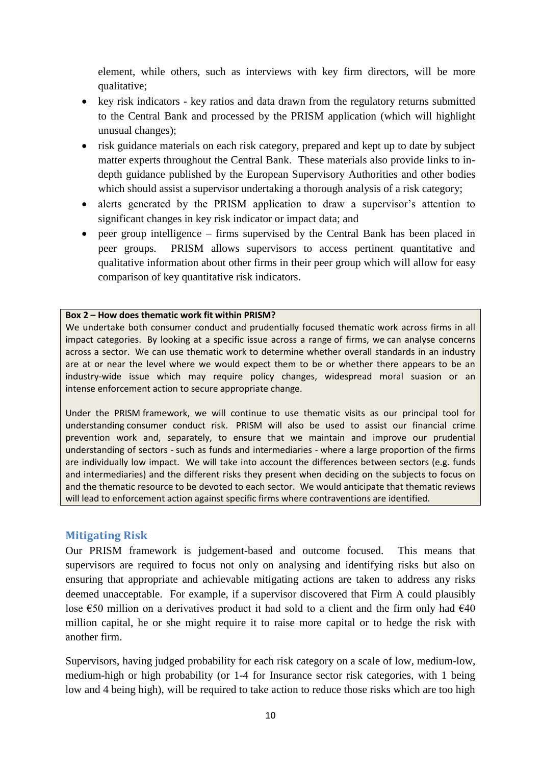element, while others, such as interviews with key firm directors, will be more qualitative;

- key risk indicators - key ratios and data drawn from the regulatory returns submitted to the Central Bank and processed by the PRISM application (which will highlight unusual changes);
- risk guidance materials on each risk category, prepared and kept up to date by subject matter experts throughout the Central Bank. These materials also provide links to in-depth guidance published by the European Supervisory Authorities and other bodies which should assist a supervisor undertaking a thorough analysis of a risk category;
- alerts generated by the PRISM application to draw a supervisor's attention to significant changes in key risk indicator or impact data; and
- peer group intelligence – firms supervised by the Central Bank has been placed in peer groups. PRISM allows supervisors to access pertinent quantitative and qualitative information about other firms in their peer group which will allow for easy comparison of key quantitative risk indicators.

> **Box 2 – How does thematic work fit within PRISM?**
>
> We undertake both consumer conduct and prudentially focused thematic work across firms in all impact categories. By looking at a specific issue across a range of firms, we can analyse concerns across a sector. We can use thematic work to determine whether overall standards in an industry are at or near the level where we would expect them to be or whether there appears to be an industry-wide issue which may require policy changes, widespread moral suasion or an intense enforcement action to secure appropriate change.
>
> Under the PRISM framework, we will continue to use thematic visits as our principal tool for understanding consumer conduct risk. PRISM will also be used to assist our financial crime prevention work and, separately, to ensure that we maintain and improve our prudential understanding of sectors - such as funds and intermediaries - where a large proportion of the firms are individually low impact. We will take into account the differences between sectors (e.g. funds and intermediaries) and the different risks they present when deciding on the subjects to focus on and the thematic resource to be devoted to each sector. We would anticipate that thematic reviews will lead to enforcement action against specific firms where contraventions are identified.

## Mitigating Risk

Our PRISM framework is judgement-based and outcome focused. This means that supervisors are required to focus not only on analysing and identifying risks but also on ensuring that appropriate and achievable mitigating actions are taken to address any risks deemed unacceptable. For example, if a supervisor discovered that Firm A could plausibly lose €50 million on a derivatives product it had sold to a client and the firm only had €40 million capital, he or she might require it to raise more capital or to hedge the risk with another firm.

Supervisors, having judged probability for each risk category on a scale of low, medium-low, medium-high or high probability (or 1-4 for Insurance sector risk categories, with 1 being low and 4 being high), will be required to take action to reduce those risks which are too high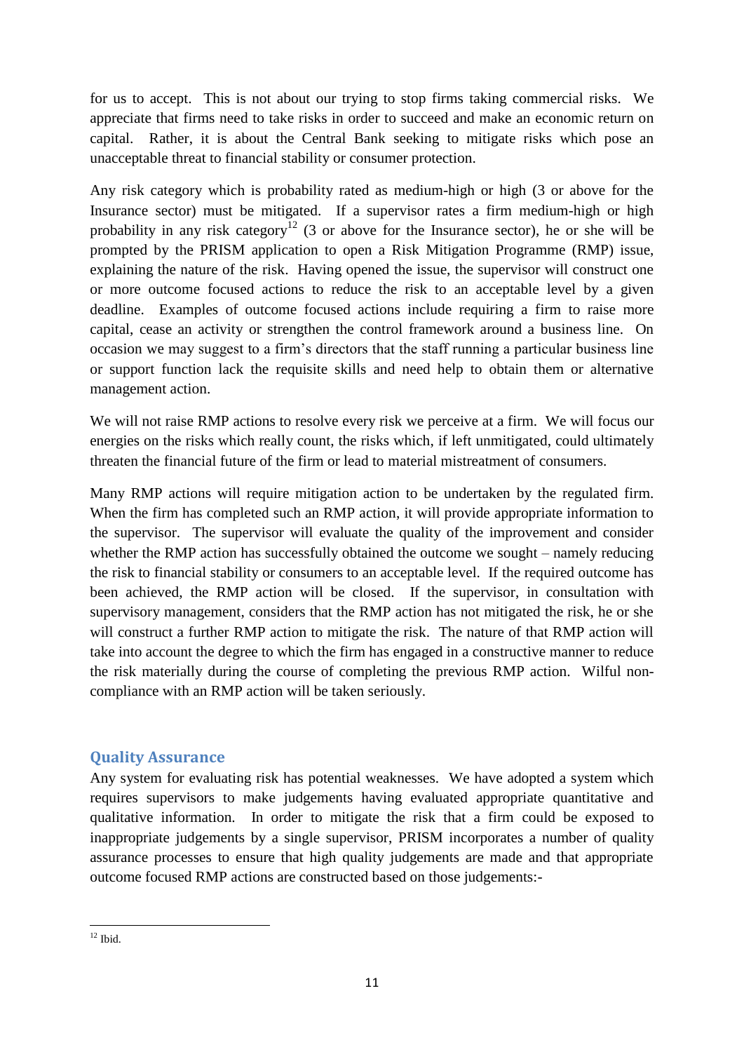for us to accept. This is not about our trying to stop firms taking commercial risks. We appreciate that firms need to take risks in order to succeed and make an economic return on capital. Rather, it is about the Central Bank seeking to mitigate risks which pose an unacceptable threat to financial stability or consumer protection.

Any risk category which is probability rated as medium-high or high (3 or above for the Insurance sector) must be mitigated. If a supervisor rates a firm medium-high or high probability in any risk category[12] (3 or above for the Insurance sector), he or she will be prompted by the PRISM application to open a Risk Mitigation Programme (RMP) issue, explaining the nature of the risk. Having opened the issue, the supervisor will construct one or more outcome focused actions to reduce the risk to an acceptable level by a given deadline. Examples of outcome focused actions include requiring a firm to raise more capital, cease an activity or strengthen the control framework around a business line. On occasion we may suggest to a firm's directors that the staff running a particular business line or support function lack the requisite skills and need help to obtain them or alternative management action.

We will not raise RMP actions to resolve every risk we perceive at a firm. We will focus our energies on the risks which really count, the risks which, if left unmitigated, could ultimately threaten the financial future of the firm or lead to material mistreatment of consumers.

Many RMP actions will require mitigation action to be undertaken by the regulated firm. When the firm has completed such an RMP action, it will provide appropriate information to the supervisor. The supervisor will evaluate the quality of the improvement and consider whether the RMP action has successfully obtained the outcome we sought – namely reducing the risk to financial stability or consumers to an acceptable level. If the required outcome has been achieved, the RMP action will be closed. If the supervisor, in consultation with supervisory management, considers that the RMP action has not mitigated the risk, he or she will construct a further RMP action to mitigate the risk. The nature of that RMP action will take into account the degree to which the firm has engaged in a constructive manner to reduce the risk materially during the course of completing the previous RMP action. Wilful non-compliance with an RMP action will be taken seriously.

## Quality Assurance

Any system for evaluating risk has potential weaknesses. We have adopted a system which requires supervisors to make judgements having evaluated appropriate quantitative and qualitative information. In order to mitigate the risk that a firm could be exposed to inappropriate judgements by a single supervisor, PRISM incorporates a number of quality assurance processes to ensure that high quality judgements are made and that appropriate outcome focused RMP actions are constructed based on those judgements:-

---

[12] Ibid.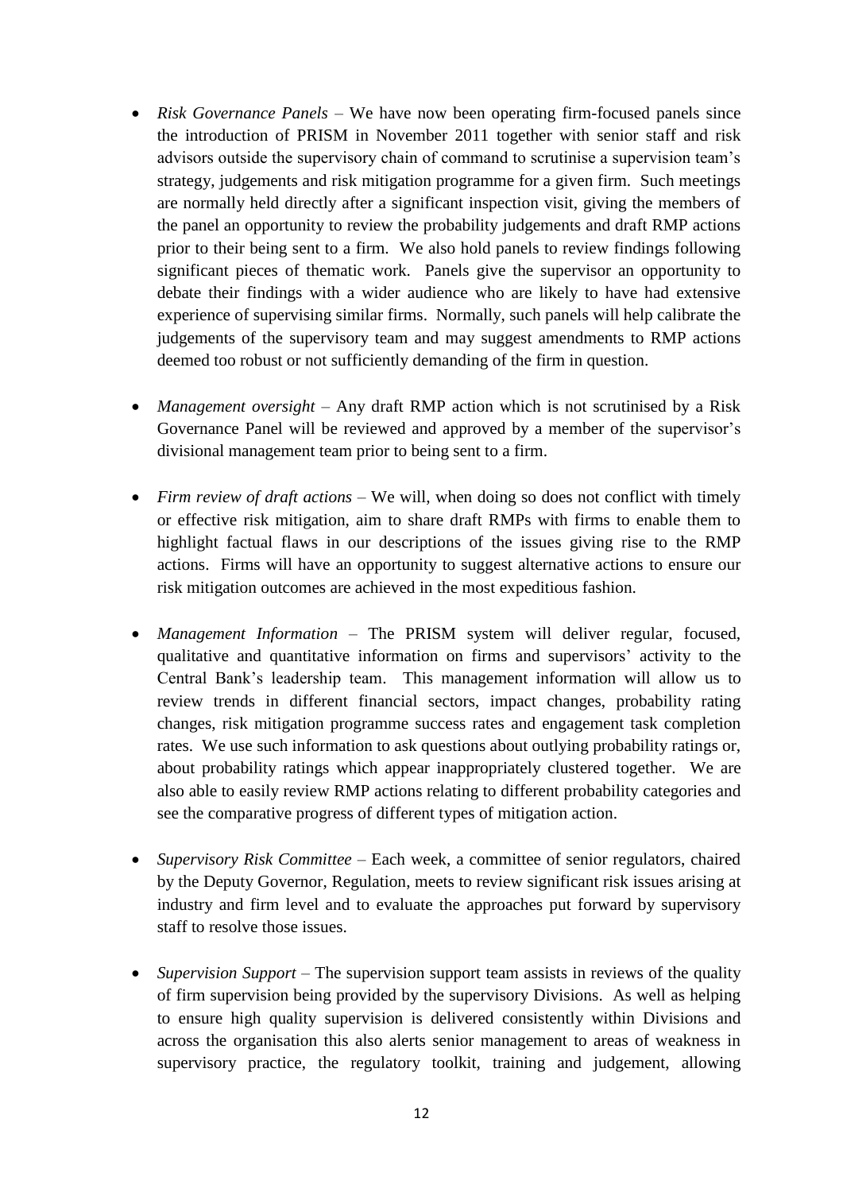- *Risk Governance Panels* – We have now been operating firm-focused panels since the introduction of PRISM in November 2011 together with senior staff and risk advisors outside the supervisory chain of command to scrutinise a supervision team's strategy, judgements and risk mitigation programme for a given firm. Such meetings are normally held directly after a significant inspection visit, giving the members of the panel an opportunity to review the probability judgements and draft RMP actions prior to their being sent to a firm. We also hold panels to review findings following significant pieces of thematic work. Panels give the supervisor an opportunity to debate their findings with a wider audience who are likely to have had extensive experience of supervising similar firms. Normally, such panels will help calibrate the judgements of the supervisory team and may suggest amendments to RMP actions deemed too robust or not sufficiently demanding of the firm in question.

- *Management oversight* – Any draft RMP action which is not scrutinised by a Risk Governance Panel will be reviewed and approved by a member of the supervisor's divisional management team prior to being sent to a firm.

- *Firm review of draft actions* – We will, when doing so does not conflict with timely or effective risk mitigation, aim to share draft RMPs with firms to enable them to highlight factual flaws in our descriptions of the issues giving rise to the RMP actions. Firms will have an opportunity to suggest alternative actions to ensure our risk mitigation outcomes are achieved in the most expeditious fashion.

- *Management Information* – The PRISM system will deliver regular, focused, qualitative and quantitative information on firms and supervisors' activity to the Central Bank's leadership team. This management information will allow us to review trends in different financial sectors, impact changes, probability rating changes, risk mitigation programme success rates and engagement task completion rates. We use such information to ask questions about outlying probability ratings or, about probability ratings which appear inappropriately clustered together. We are also able to easily review RMP actions relating to different probability categories and see the comparative progress of different types of mitigation action.

- *Supervisory Risk Committee* – Each week, a committee of senior regulators, chaired by the Deputy Governor, Regulation, meets to review significant risk issues arising at industry and firm level and to evaluate the approaches put forward by supervisory staff to resolve those issues.

- *Supervision Support* – The supervision support team assists in reviews of the quality of firm supervision being provided by the supervisory Divisions. As well as helping to ensure high quality supervision is delivered consistently within Divisions and across the organisation this also alerts senior management to areas of weakness in supervisory practice, the regulatory toolkit, training and judgement, allowing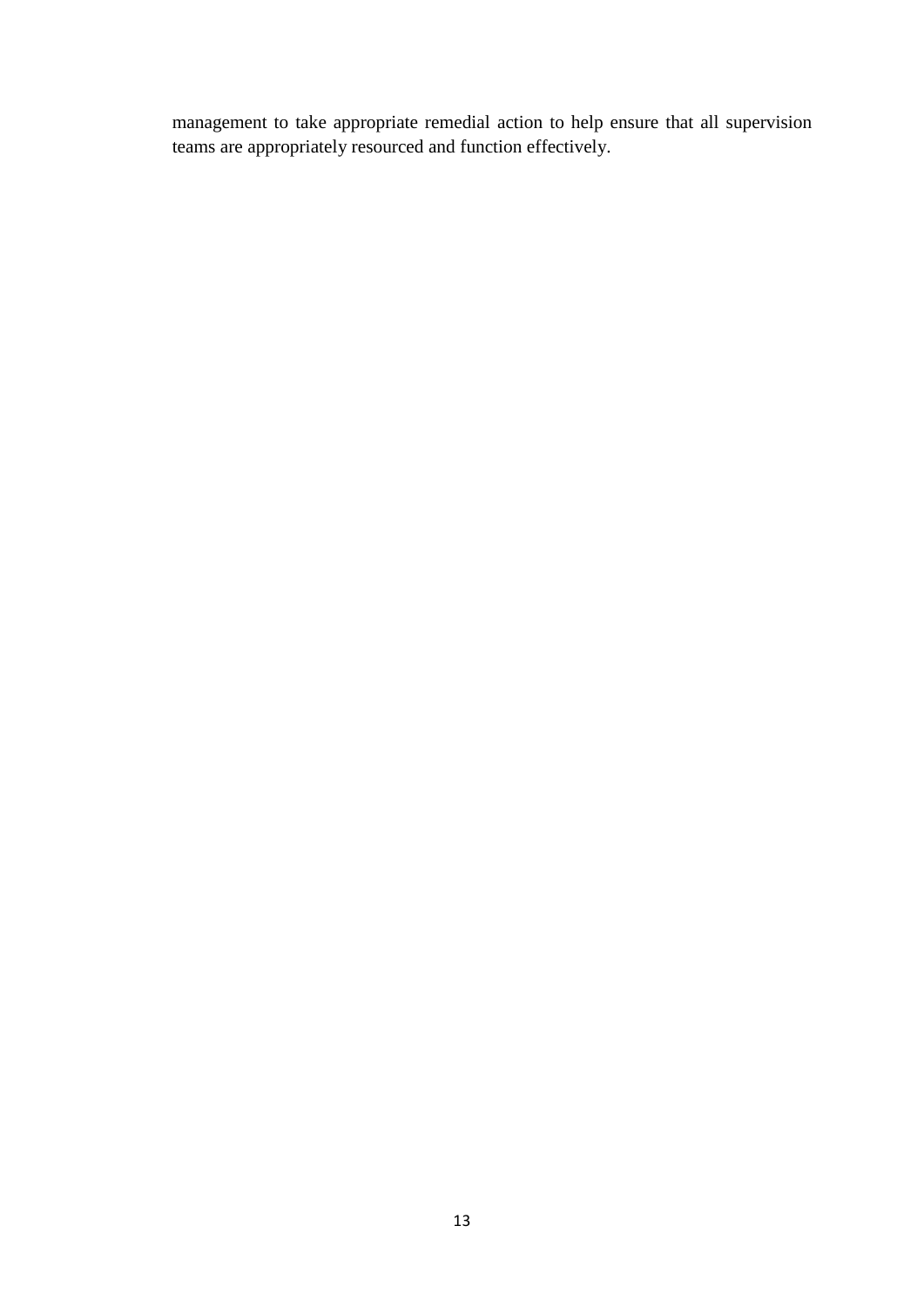management to take appropriate remedial action to help ensure that all supervision teams are appropriately resourced and function effectively.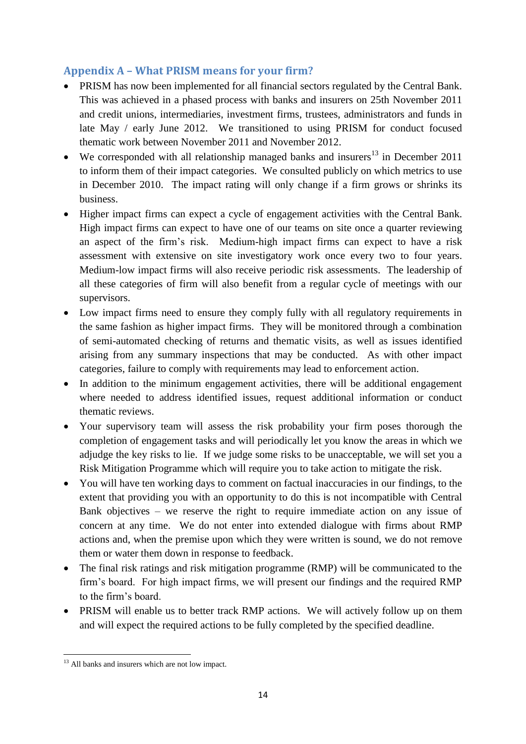## Appendix A – What PRISM means for your firm?

- PRISM has now been implemented for all financial sectors regulated by the Central Bank. This was achieved in a phased process with banks and insurers on 25th November 2011 and credit unions, intermediaries, investment firms, trustees, administrators and funds in late May / early June 2012. We transitioned to using PRISM for conduct focused thematic work between November 2011 and November 2012.
- We corresponded with all relationship managed banks and insurers[13] in December 2011 to inform them of their impact categories. We consulted publicly on which metrics to use in December 2010. The impact rating will only change if a firm grows or shrinks its business.
- Higher impact firms can expect a cycle of engagement activities with the Central Bank. High impact firms can expect to have one of our teams on site once a quarter reviewing an aspect of the firm's risk. Medium-high impact firms can expect to have a risk assessment with extensive on site investigatory work once every two to four years. Medium-low impact firms will also receive periodic risk assessments. The leadership of all these categories of firm will also benefit from a regular cycle of meetings with our supervisors.
- Low impact firms need to ensure they comply fully with all regulatory requirements in the same fashion as higher impact firms. They will be monitored through a combination of semi-automated checking of returns and thematic visits, as well as issues identified arising from any summary inspections that may be conducted. As with other impact categories, failure to comply with requirements may lead to enforcement action.
- In addition to the minimum engagement activities, there will be additional engagement where needed to address identified issues, request additional information or conduct thematic reviews.
- Your supervisory team will assess the risk probability your firm poses thorough the completion of engagement tasks and will periodically let you know the areas in which we adjudge the key risks to lie. If we judge some risks to be unacceptable, we will set you a Risk Mitigation Programme which will require you to take action to mitigate the risk.
- You will have ten working days to comment on factual inaccuracies in our findings, to the extent that providing you with an opportunity to do this is not incompatible with Central Bank objectives – we reserve the right to require immediate action on any issue of concern at any time. We do not enter into extended dialogue with firms about RMP actions and, when the premise upon which they were written is sound, we do not remove them or water them down in response to feedback.
- The final risk ratings and risk mitigation programme (RMP) will be communicated to the firm's board. For high impact firms, we will present our findings and the required RMP to the firm's board.
- PRISM will enable us to better track RMP actions. We will actively follow up on them and will expect the required actions to be fully completed by the specified deadline.

[13] All banks and insurers which are not low impact.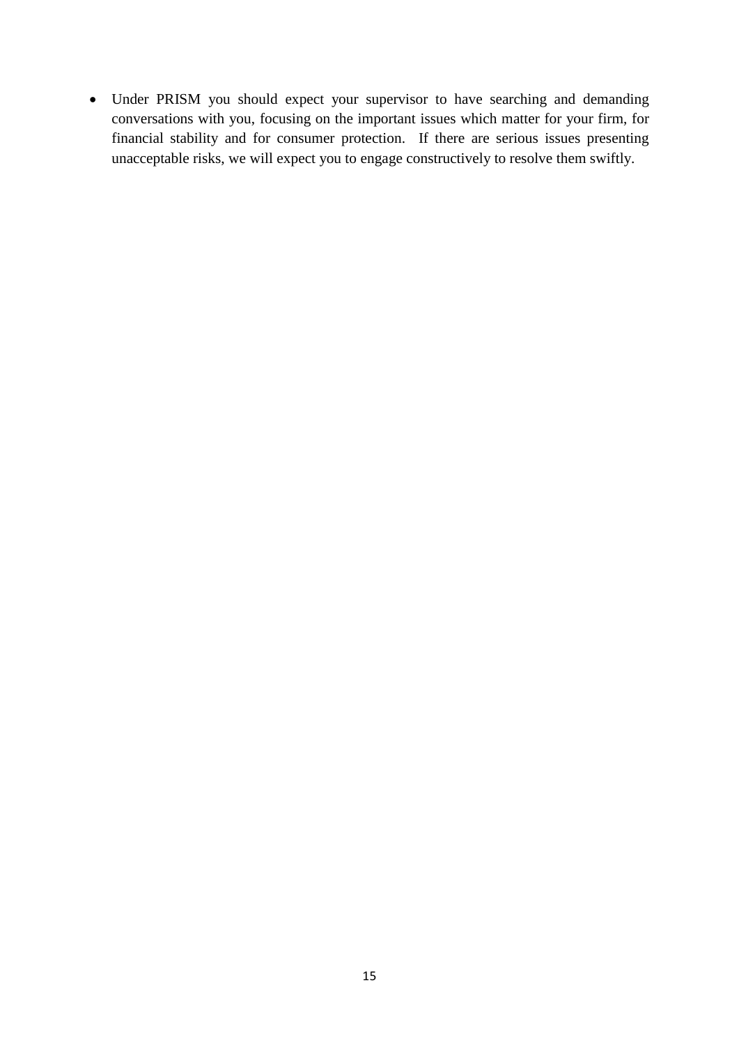- Under PRISM you should expect your supervisor to have searching and demanding conversations with you, focusing on the important issues which matter for your firm, for financial stability and for consumer protection. If there are serious issues presenting unacceptable risks, we will expect you to engage constructively to resolve them swiftly.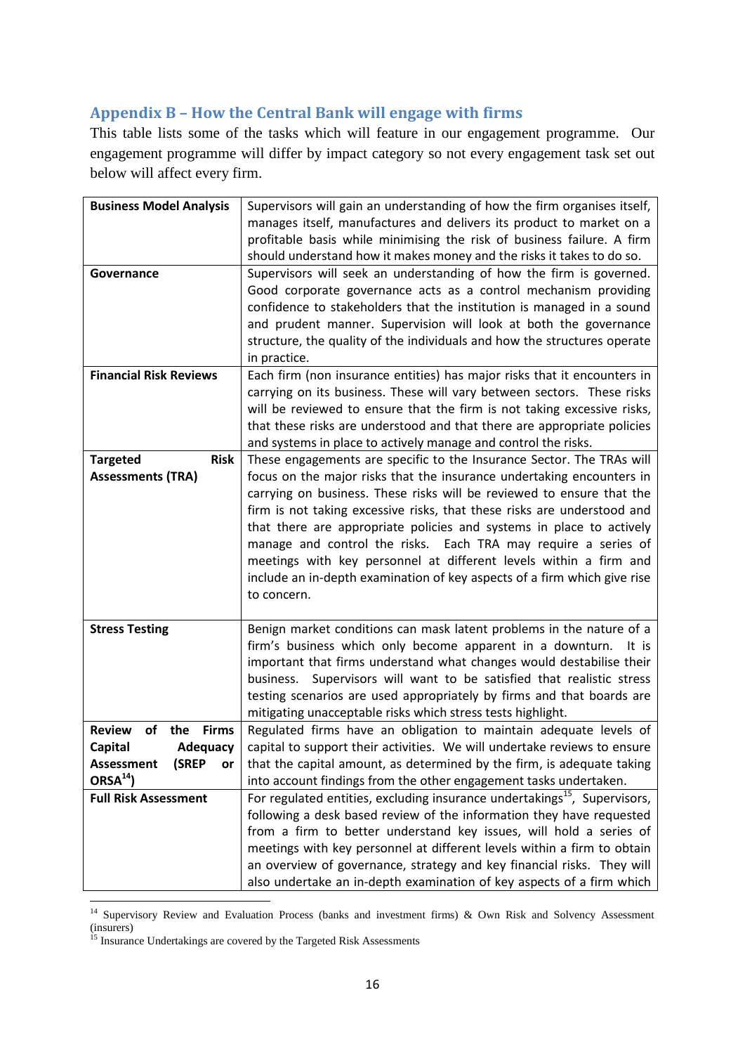## Appendix B – How the Central Bank will engage with firms

This table lists some of the tasks which will feature in our engagement programme. Our engagement programme will differ by impact category so not every engagement task set out below will affect every firm.

| | |
|---|---|
| **Business Model Analysis** | Supervisors will gain an understanding of how the firm organises itself, manages itself, manufactures and delivers its product to market on a profitable basis while minimising the risk of business failure. A firm should understand how it makes money and the risks it takes to do so. |
| **Governance** | Supervisors will seek an understanding of how the firm is governed. Good corporate governance acts as a control mechanism providing confidence to stakeholders that the institution is managed in a sound and prudent manner. Supervision will look at both the governance structure, the quality of the individuals and how the structures operate in practice. |
| **Financial Risk Reviews** | Each firm (non insurance entities) has major risks that it encounters in carrying on its business. These will vary between sectors. These risks will be reviewed to ensure that the firm is not taking excessive risks, that these risks are understood and that there are appropriate policies and systems in place to actively manage and control the risks. |
| **Targeted Risk Assessments (TRA)** | These engagements are specific to the Insurance Sector. The TRAs will focus on the major risks that the insurance undertaking encounters in carrying on business. These risks will be reviewed to ensure that the firm is not taking excessive risks, that these risks are understood and that there are appropriate policies and systems in place to actively manage and control the risks. Each TRA may require a series of meetings with key personnel at different levels within a firm and include an in-depth examination of key aspects of a firm which give rise to concern. |
| **Stress Testing** | Benign market conditions can mask latent problems in the nature of a firm's business which only become apparent in a downturn. It is important that firms understand what changes would destabilise their business. Supervisors will want to be satisfied that realistic stress testing scenarios are used appropriately by firms and that boards are mitigating unacceptable risks which stress tests highlight. |
| **Review of the Firms Capital Adequacy Assessment (SREP or ORSA[14])** | Regulated firms have an obligation to maintain adequate levels of capital to support their activities. We will undertake reviews to ensure that the capital amount, as determined by the firm, is adequate taking into account findings from the other engagement tasks undertaken. |
| **Full Risk Assessment** | For regulated entities, excluding insurance undertakings[15], Supervisors, following a desk based review of the information they have requested from a firm to better understand key issues, will hold a series of meetings with key personnel at different levels within a firm to obtain an overview of governance, strategy and key financial risks. They will also undertake an in-depth examination of key aspects of a firm which |

[14] Supervisory Review and Evaluation Process (banks and investment firms) & Own Risk and Solvency Assessment (insurers)

[15] Insurance Undertakings are covered by the Targeted Risk Assessments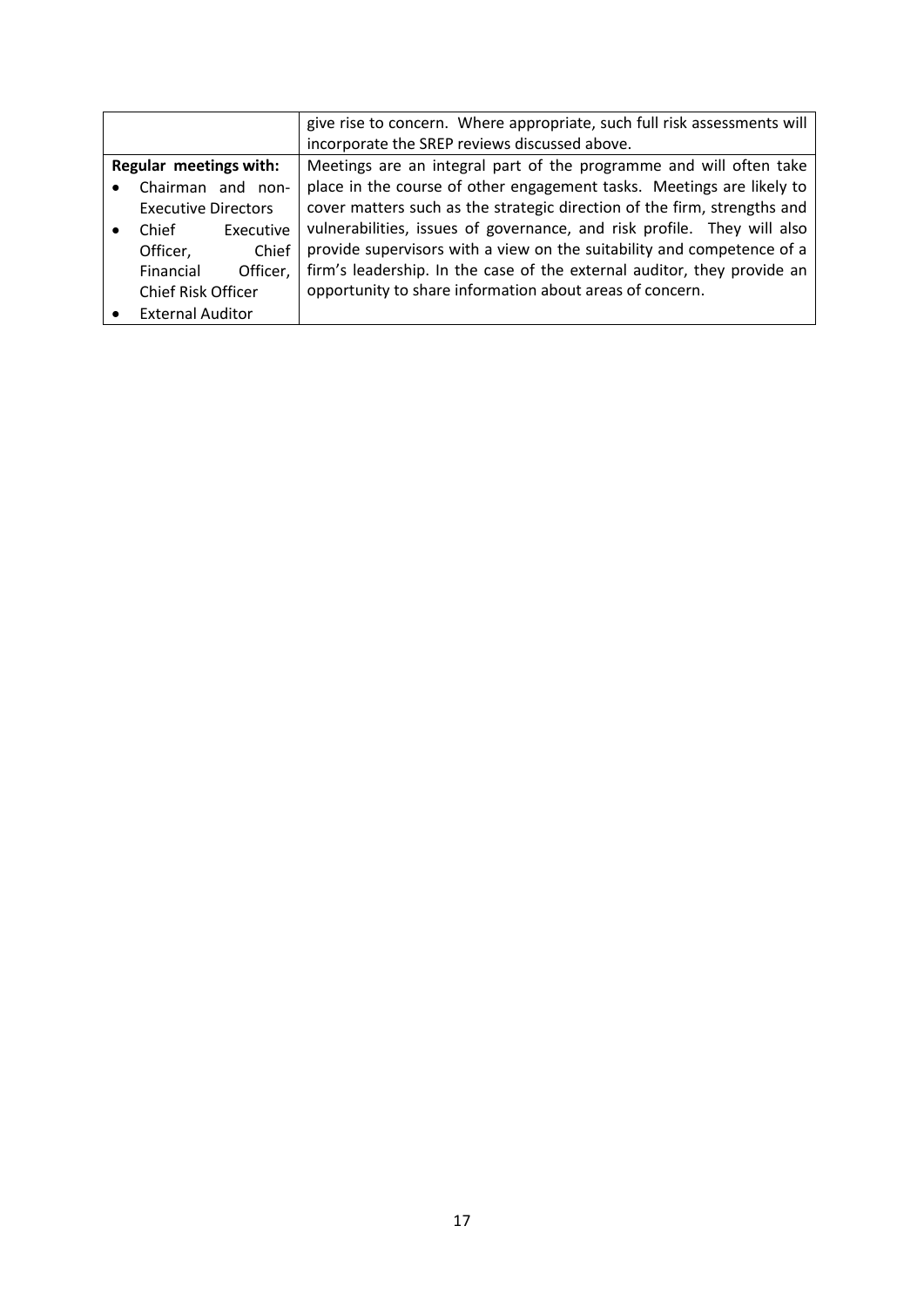| | |
|---|---|
| | give rise to concern. Where appropriate, such full risk assessments will incorporate the SREP reviews discussed above. |
| **Regular meetings with:**<br>• Chairman and non-Executive Directors<br>• Chief Executive Officer, Chief Financial Officer, Chief Risk Officer<br>• External Auditor | Meetings are an integral part of the programme and will often take place in the course of other engagement tasks. Meetings are likely to cover matters such as the strategic direction of the firm, strengths and vulnerabilities, issues of governance, and risk profile. They will also provide supervisors with a view on the suitability and competence of a firm's leadership. In the case of the external auditor, they provide an opportunity to share information about areas of concern. |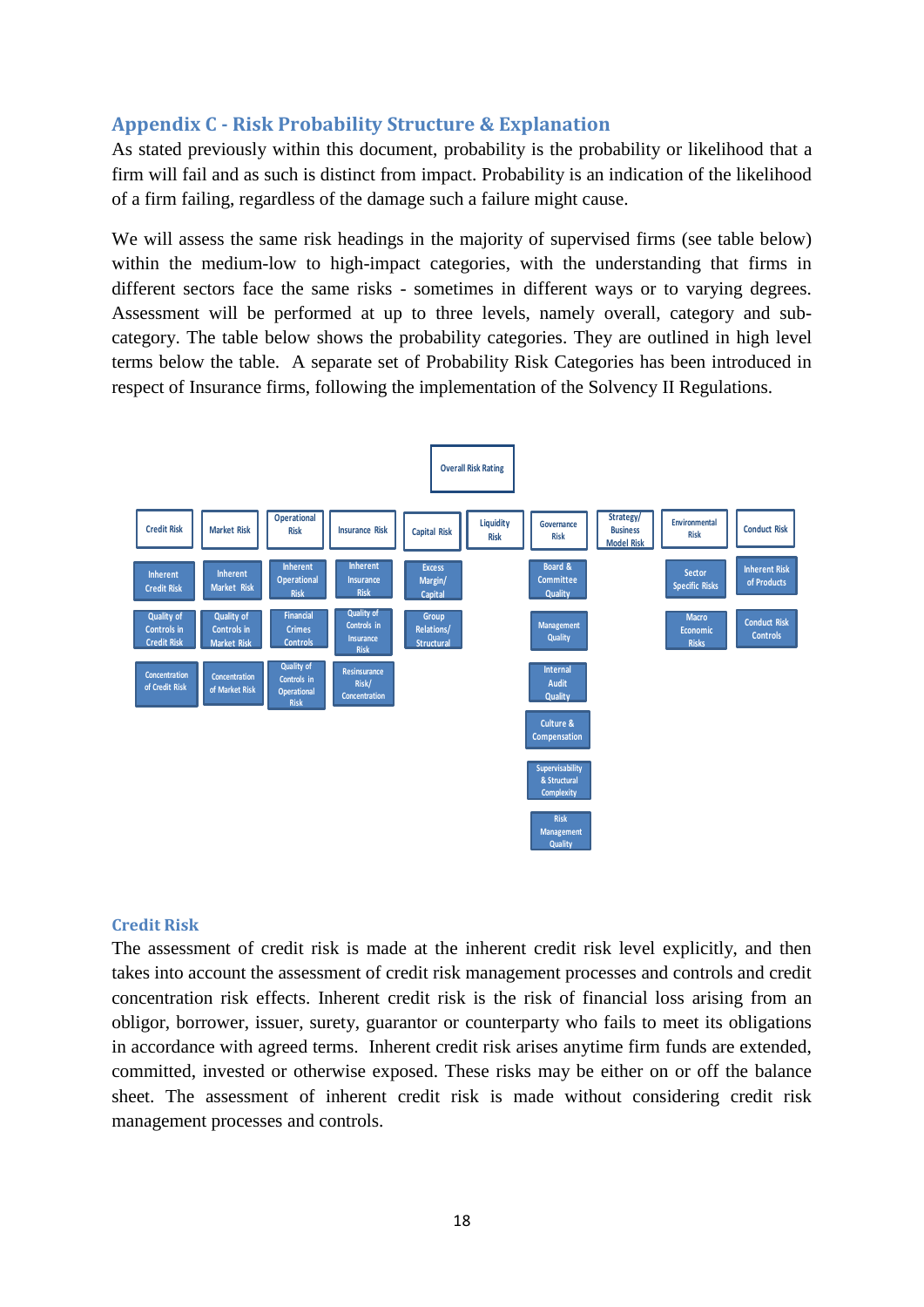## Appendix C - Risk Probability Structure & Explanation

As stated previously within this document, probability is the probability or likelihood that a firm will fail and as such is distinct from impact. Probability is an indication of the likelihood of a firm failing, regardless of the damage such a failure might cause.

We will assess the same risk headings in the majority of supervised firms (see table below) within the medium-low to high-impact categories, with the understanding that firms in different sectors face the same risks - sometimes in different ways or to varying degrees. Assessment will be performed at up to three levels, namely overall, category and sub-category. The table below shows the probability categories. They are outlined in high level terms below the table. A separate set of Probability Risk Categories has been introduced in respect of Insurance firms, following the implementation of the Solvency II Regulations.

**Overall Risk Rating**

| Credit Risk | Market Risk | Operational Risk | Insurance Risk | Capital Risk | Liquidity Risk | Governance Risk | Strategy/ Business Model Risk | Environmental Risk | Conduct Risk |
|---|---|---|---|---|---|---|---|---|---|
| Inherent Credit Risk | Inherent Market Risk | Inherent Operational Risk | Inherent Insurance Risk | Excess Margin/ Capital | | Board & Committee Quality | | Sector Specific Risks | Inherent Risk of Products |
| Quality of Controls in Credit Risk | Quality of Controls in Market Risk | Financial Crimes Controls | Quality of Controls in Insurance Risk | Group Relations/ Structural | | Management Quality | | Macro Economic Risks | Conduct Risk Controls |
| Concentration of Credit Risk | Concentration of Market Risk | Quality of Controls in Operational Risk | Reinsurance Risk/ Concentration | | | Internal Audit Quality | | | |
| | | | | | | Culture & Compensation | | | |
| | | | | | | Supervisability & Structural Complexity | | | |
| | | | | | | Risk Management Quality | | | |

### Credit Risk

The assessment of credit risk is made at the inherent credit risk level explicitly, and then takes into account the assessment of credit risk management processes and controls and credit concentration risk effects. Inherent credit risk is the risk of financial loss arising from an obligor, borrower, issuer, surety, guarantor or counterparty who fails to meet its obligations in accordance with agreed terms. Inherent credit risk arises anytime firm funds are extended, committed, invested or otherwise exposed. These risks may be either on or off the balance sheet. The assessment of inherent credit risk is made without considering credit risk management processes and controls.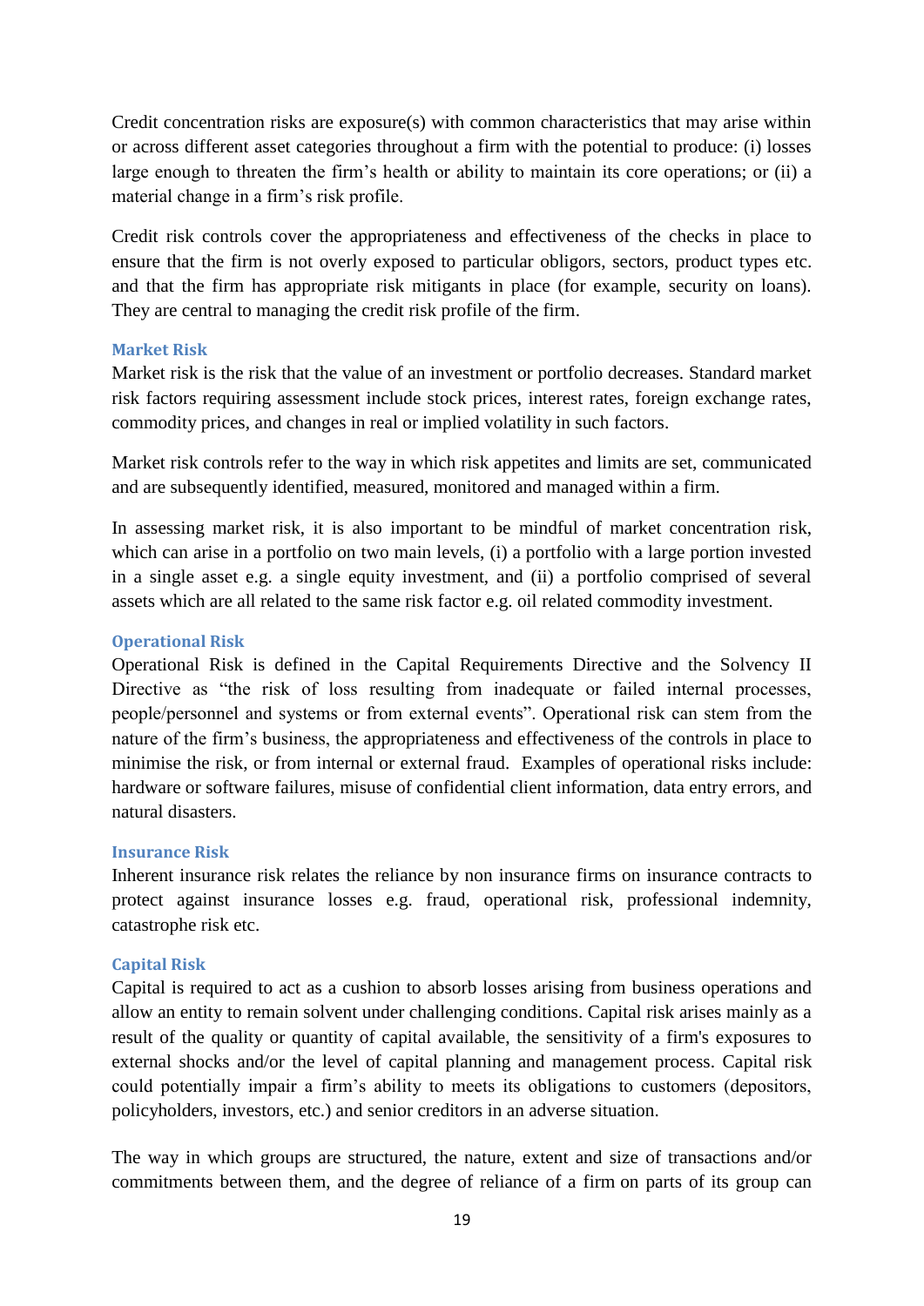Credit concentration risks are exposure(s) with common characteristics that may arise within or across different asset categories throughout a firm with the potential to produce: (i) losses large enough to threaten the firm's health or ability to maintain its core operations; or (ii) a material change in a firm's risk profile.

Credit risk controls cover the appropriateness and effectiveness of the checks in place to ensure that the firm is not overly exposed to particular obligors, sectors, product types etc. and that the firm has appropriate risk mitigants in place (for example, security on loans). They are central to managing the credit risk profile of the firm.

### Market Risk

Market risk is the risk that the value of an investment or portfolio decreases. Standard market risk factors requiring assessment include stock prices, interest rates, foreign exchange rates, commodity prices, and changes in real or implied volatility in such factors.

Market risk controls refer to the way in which risk appetites and limits are set, communicated and are subsequently identified, measured, monitored and managed within a firm.

In assessing market risk, it is also important to be mindful of market concentration risk, which can arise in a portfolio on two main levels, (i) a portfolio with a large portion invested in a single asset e.g. a single equity investment, and (ii) a portfolio comprised of several assets which are all related to the same risk factor e.g. oil related commodity investment.

### Operational Risk

Operational Risk is defined in the Capital Requirements Directive and the Solvency II Directive as "the risk of loss resulting from inadequate or failed internal processes, people/personnel and systems or from external events". Operational risk can stem from the nature of the firm's business, the appropriateness and effectiveness of the controls in place to minimise the risk, or from internal or external fraud. Examples of operational risks include: hardware or software failures, misuse of confidential client information, data entry errors, and natural disasters.

### Insurance Risk

Inherent insurance risk relates the reliance by non insurance firms on insurance contracts to protect against insurance losses e.g. fraud, operational risk, professional indemnity, catastrophe risk etc.

### Capital Risk

Capital is required to act as a cushion to absorb losses arising from business operations and allow an entity to remain solvent under challenging conditions. Capital risk arises mainly as a result of the quality or quantity of capital available, the sensitivity of a firm's exposures to external shocks and/or the level of capital planning and management process. Capital risk could potentially impair a firm's ability to meets its obligations to customers (depositors, policyholders, investors, etc.) and senior creditors in an adverse situation.

The way in which groups are structured, the nature, extent and size of transactions and/or commitments between them, and the degree of reliance of a firm on parts of its group can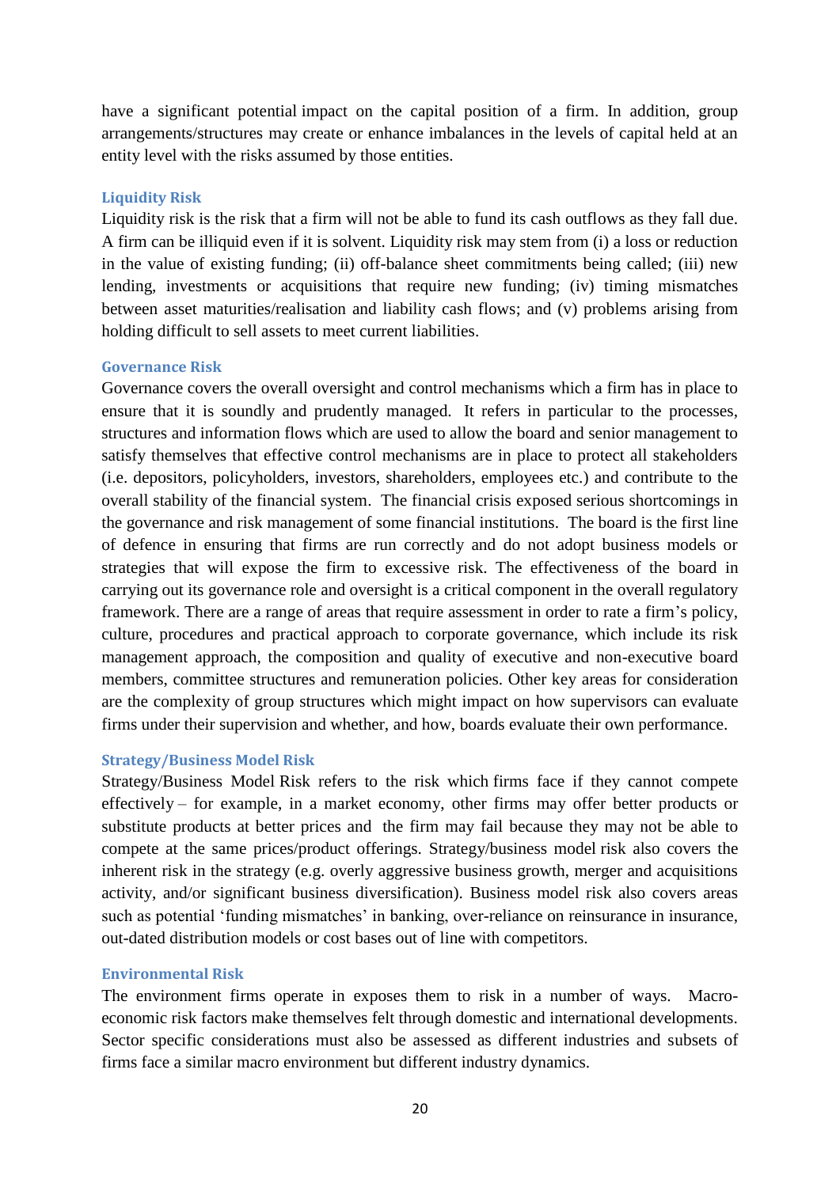have a significant potential impact on the capital position of a firm. In addition, group arrangements/structures may create or enhance imbalances in the levels of capital held at an entity level with the risks assumed by those entities.

### Liquidity Risk

Liquidity risk is the risk that a firm will not be able to fund its cash outflows as they fall due. A firm can be illiquid even if it is solvent. Liquidity risk may stem from (i) a loss or reduction in the value of existing funding; (ii) off-balance sheet commitments being called; (iii) new lending, investments or acquisitions that require new funding; (iv) timing mismatches between asset maturities/realisation and liability cash flows; and (v) problems arising from holding difficult to sell assets to meet current liabilities.

### Governance Risk

Governance covers the overall oversight and control mechanisms which a firm has in place to ensure that it is soundly and prudently managed. It refers in particular to the processes, structures and information flows which are used to allow the board and senior management to satisfy themselves that effective control mechanisms are in place to protect all stakeholders (i.e. depositors, policyholders, investors, shareholders, employees etc.) and contribute to the overall stability of the financial system. The financial crisis exposed serious shortcomings in the governance and risk management of some financial institutions. The board is the first line of defence in ensuring that firms are run correctly and do not adopt business models or strategies that will expose the firm to excessive risk. The effectiveness of the board in carrying out its governance role and oversight is a critical component in the overall regulatory framework. There are a range of areas that require assessment in order to rate a firm's policy, culture, procedures and practical approach to corporate governance, which include its risk management approach, the composition and quality of executive and non-executive board members, committee structures and remuneration policies. Other key areas for consideration are the complexity of group structures which might impact on how supervisors can evaluate firms under their supervision and whether, and how, boards evaluate their own performance.

### Strategy/Business Model Risk

Strategy/Business Model Risk refers to the risk which firms face if they cannot compete effectively – for example, in a market economy, other firms may offer better products or substitute products at better prices and the firm may fail because they may not be able to compete at the same prices/product offerings. Strategy/business model risk also covers the inherent risk in the strategy (e.g. overly aggressive business growth, merger and acquisitions activity, and/or significant business diversification). Business model risk also covers areas such as potential 'funding mismatches' in banking, over-reliance on reinsurance in insurance, out-dated distribution models or cost bases out of line with competitors.

### Environmental Risk

The environment firms operate in exposes them to risk in a number of ways. Macro-economic risk factors make themselves felt through domestic and international developments. Sector specific considerations must also be assessed as different industries and subsets of firms face a similar macro environment but different industry dynamics.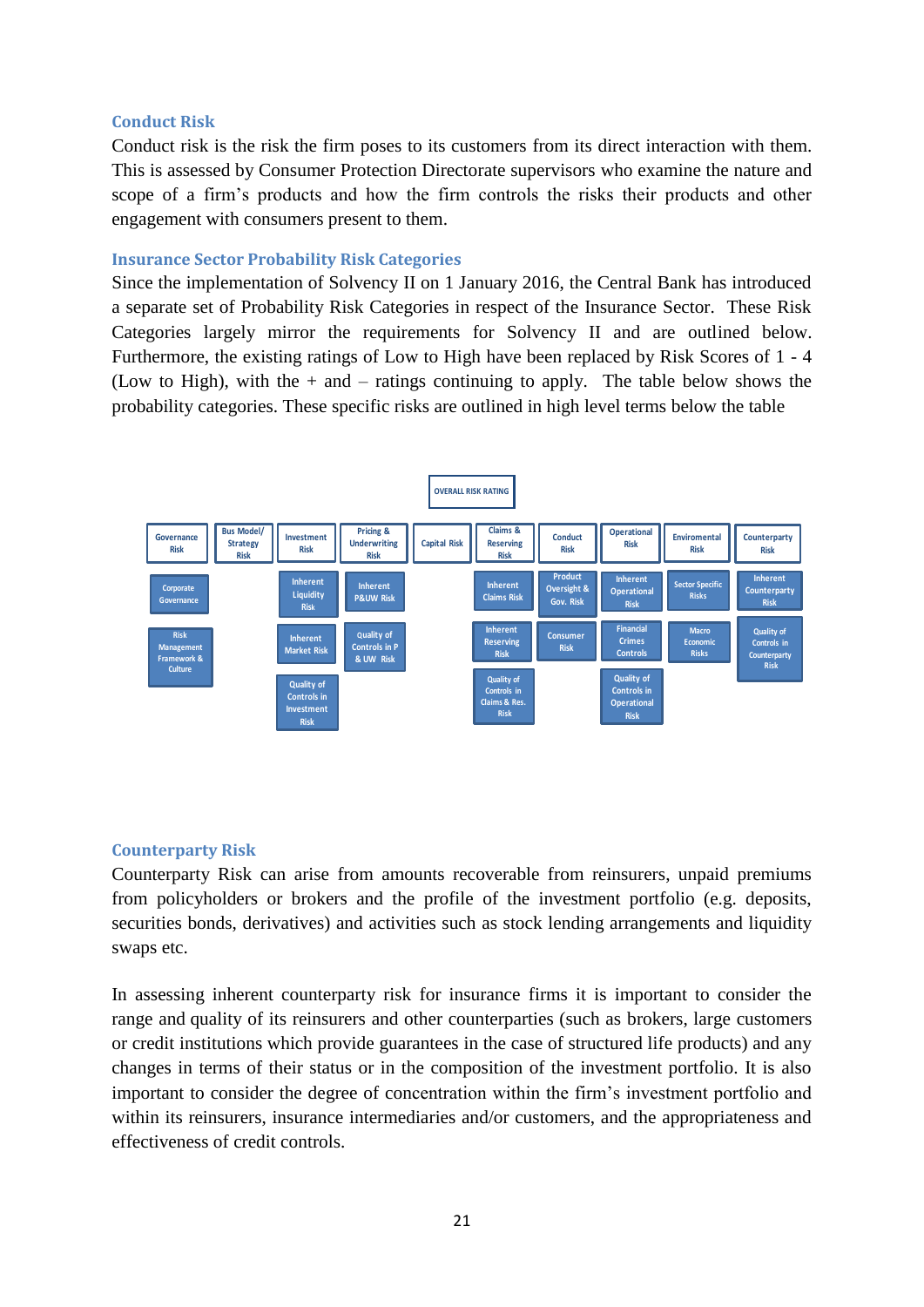### Conduct Risk

Conduct risk is the risk the firm poses to its customers from its direct interaction with them. This is assessed by Consumer Protection Directorate supervisors who examine the nature and scope of a firm's products and how the firm controls the risks their products and other engagement with consumers present to them.

### Insurance Sector Probability Risk Categories

Since the implementation of Solvency II on 1 January 2016, the Central Bank has introduced a separate set of Probability Risk Categories in respect of the Insurance Sector. These Risk Categories largely mirror the requirements for Solvency II and are outlined below. Furthermore, the existing ratings of Low to High have been replaced by Risk Scores of 1 - 4 (Low to High), with the + and – ratings continuing to apply. The table below shows the probability categories. These specific risks are outlined in high level terms below the table

**OVERALL RISK RATING**

| Governance Risk | Bus Model/ Strategy Risk | Investment Risk | Pricing & Underwriting Risk | Capital Risk | Claims & Reserving Risk | Conduct Risk | Operational Risk | Enviromental Risk | Counterparty Risk |
|---|---|---|---|---|---|---|---|---|---|
| Corporate Governance | | Inherent Liquidity Risk | Inherent P&UW Risk | | Inherent Claims Risk | Product Oversight & Gov. Risk | Inherent Operational Risk | Sector Specific Risks | Inherent Counterparty Risk |
| Risk Management Framework & Culture | | Inherent Market Risk | Quality of Controls in P & UW Risk | | Inherent Reserving Risk | Consumer Risk | Financial Crimes Controls | Macro Economic Risks | Quality of Controls in Counterparty Risk |
| | | Quality of Controls in Investment Risk | | | Quality of Controls in Claims & Res. Risk | | Quality of Controls in Operational Risk | | |

### Counterparty Risk

Counterparty Risk can arise from amounts recoverable from reinsurers, unpaid premiums from policyholders or brokers and the profile of the investment portfolio (e.g. deposits, securities bonds, derivatives) and activities such as stock lending arrangements and liquidity swaps etc.

In assessing inherent counterparty risk for insurance firms it is important to consider the range and quality of its reinsurers and other counterparties (such as brokers, large customers or credit institutions which provide guarantees in the case of structured life products) and any changes in terms of their status or in the composition of the investment portfolio. It is also important to consider the degree of concentration within the firm's investment portfolio and within its reinsurers, insurance intermediaries and/or customers, and the appropriateness and effectiveness of credit controls.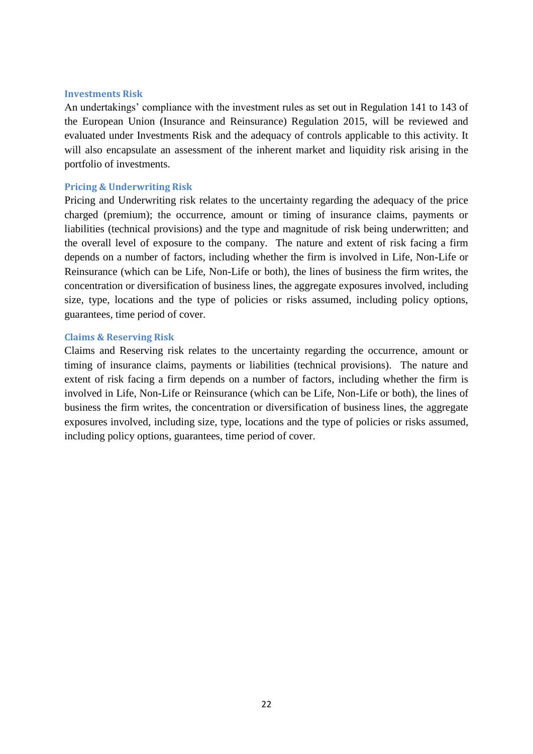### Investments Risk

An undertakings' compliance with the investment rules as set out in Regulation 141 to 143 of the European Union (Insurance and Reinsurance) Regulation 2015, will be reviewed and evaluated under Investments Risk and the adequacy of controls applicable to this activity. It will also encapsulate an assessment of the inherent market and liquidity risk arising in the portfolio of investments.

### Pricing & Underwriting Risk

Pricing and Underwriting risk relates to the uncertainty regarding the adequacy of the price charged (premium); the occurrence, amount or timing of insurance claims, payments or liabilities (technical provisions) and the type and magnitude of risk being underwritten; and the overall level of exposure to the company. The nature and extent of risk facing a firm depends on a number of factors, including whether the firm is involved in Life, Non-Life or Reinsurance (which can be Life, Non-Life or both), the lines of business the firm writes, the concentration or diversification of business lines, the aggregate exposures involved, including size, type, locations and the type of policies or risks assumed, including policy options, guarantees, time period of cover.

### Claims & Reserving Risk

Claims and Reserving risk relates to the uncertainty regarding the occurrence, amount or timing of insurance claims, payments or liabilities (technical provisions). The nature and extent of risk facing a firm depends on a number of factors, including whether the firm is involved in Life, Non-Life or Reinsurance (which can be Life, Non-Life or both), the lines of business the firm writes, the concentration or diversification of business lines, the aggregate exposures involved, including size, type, locations and the type of policies or risks assumed, including policy options, guarantees, time period of cover.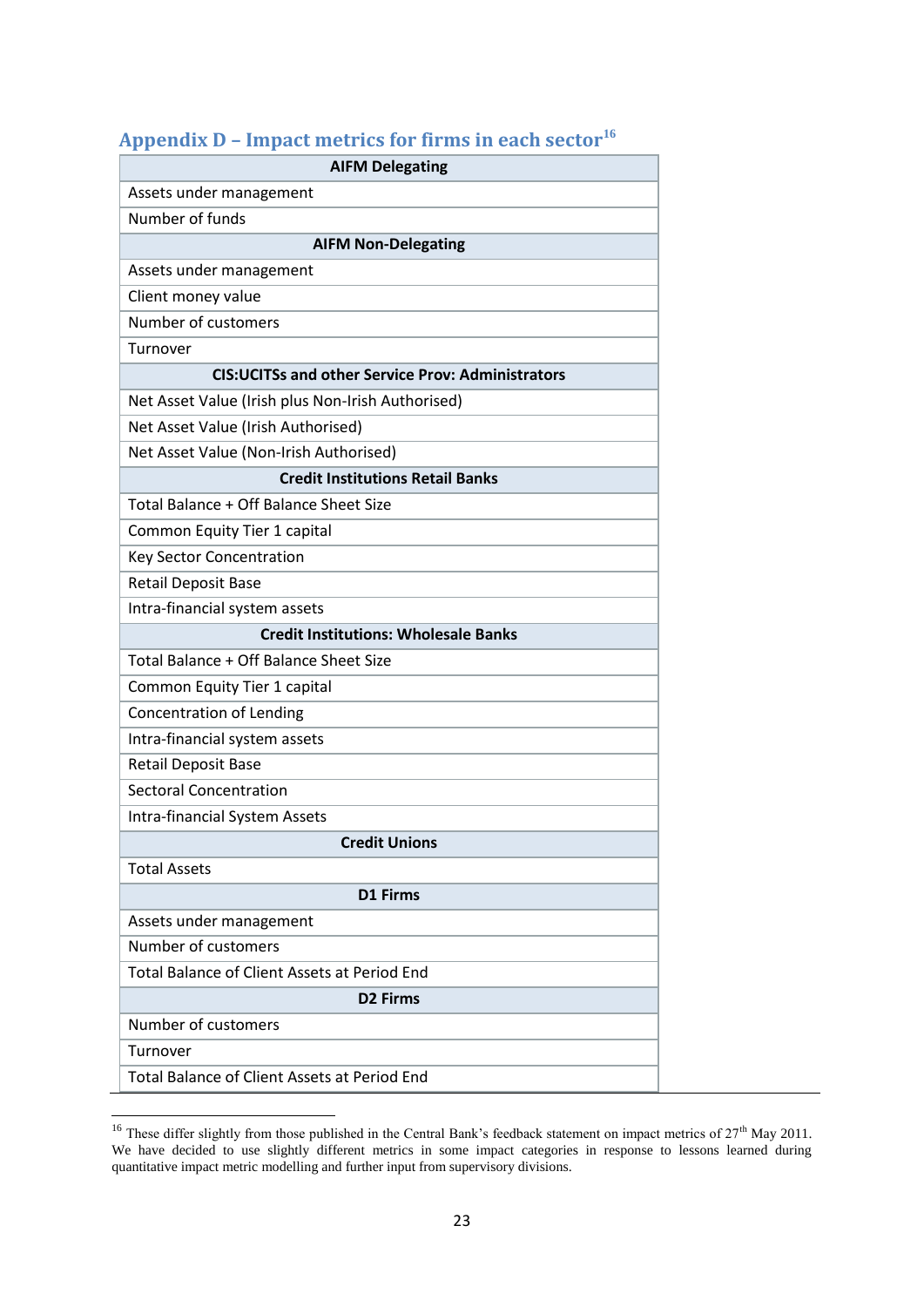## Appendix D – Impact metrics for firms in each sector[16]

| AIFM Delegating |
|---|
| Assets under management |
| Number of funds |
| **AIFM Non-Delegating** |
| Assets under management |
| Client money value |
| Number of customers |
| Turnover |
| **CIS:UCITSs and other Service Prov: Administrators** |
| Net Asset Value (Irish plus Non-Irish Authorised) |
| Net Asset Value (Irish Authorised) |
| Net Asset Value (Non-Irish Authorised) |
| **Credit Institutions Retail Banks** |
| Total Balance + Off Balance Sheet Size |
| Common Equity Tier 1 capital |
| Key Sector Concentration |
| Retail Deposit Base |
| Intra-financial system assets |
| **Credit Institutions: Wholesale Banks** |
| Total Balance + Off Balance Sheet Size |
| Common Equity Tier 1 capital |
| Concentration of Lending |
| Intra-financial system assets |
| Retail Deposit Base |
| Sectoral Concentration |
| Intra-financial System Assets |
| **Credit Unions** |
| Total Assets |
| **D1 Firms** |
| Assets under management |
| Number of customers |
| Total Balance of Client Assets at Period End |
| **D2 Firms** |
| Number of customers |
| Turnover |
| Total Balance of Client Assets at Period End |

[16] These differ slightly from those published in the Central Bank's feedback statement on impact metrics of 27th May 2011. We have decided to use slightly different metrics in some impact categories in response to lessons learned during quantitative impact metric modelling and further input from supervisory divisions.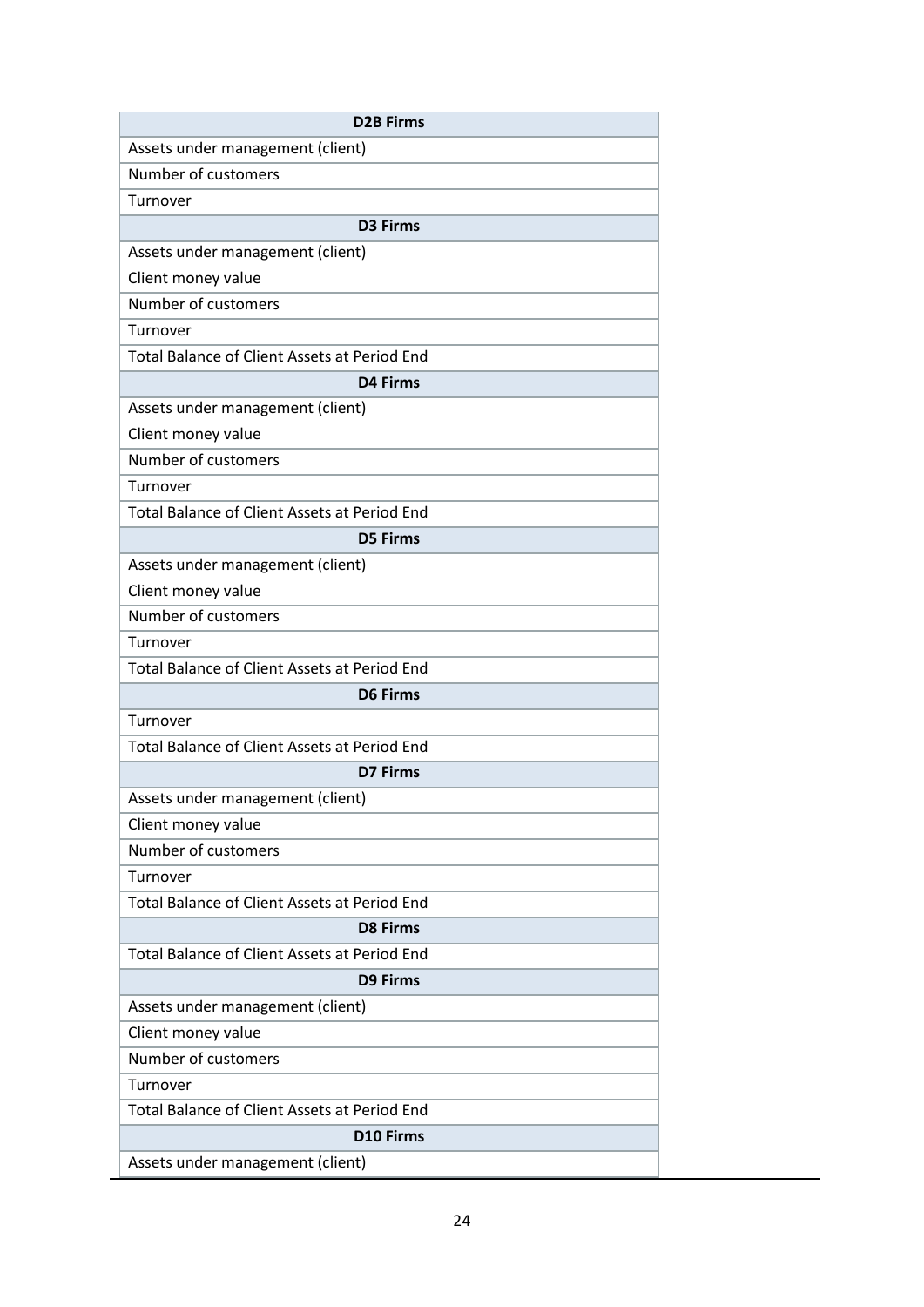| D2B Firms |
|---|
| Assets under management (client) |
| Number of customers |
| Turnover |
| **D3 Firms** |
| Assets under management (client) |
| Client money value |
| Number of customers |
| Turnover |
| Total Balance of Client Assets at Period End |
| **D4 Firms** |
| Assets under management (client) |
| Client money value |
| Number of customers |
| Turnover |
| Total Balance of Client Assets at Period End |
| **D5 Firms** |
| Assets under management (client) |
| Client money value |
| Number of customers |
| Turnover |
| Total Balance of Client Assets at Period End |
| **D6 Firms** |
| Turnover |
| Total Balance of Client Assets at Period End |
| **D7 Firms** |
| Assets under management (client) |
| Client money value |
| Number of customers |
| Turnover |
| Total Balance of Client Assets at Period End |
| **D8 Firms** |
| Total Balance of Client Assets at Period End |
| **D9 Firms** |
| Assets under management (client) |
| Client money value |
| Number of customers |
| Turnover |
| Total Balance of Client Assets at Period End |
| **D10 Firms** |
| Assets under management (client) |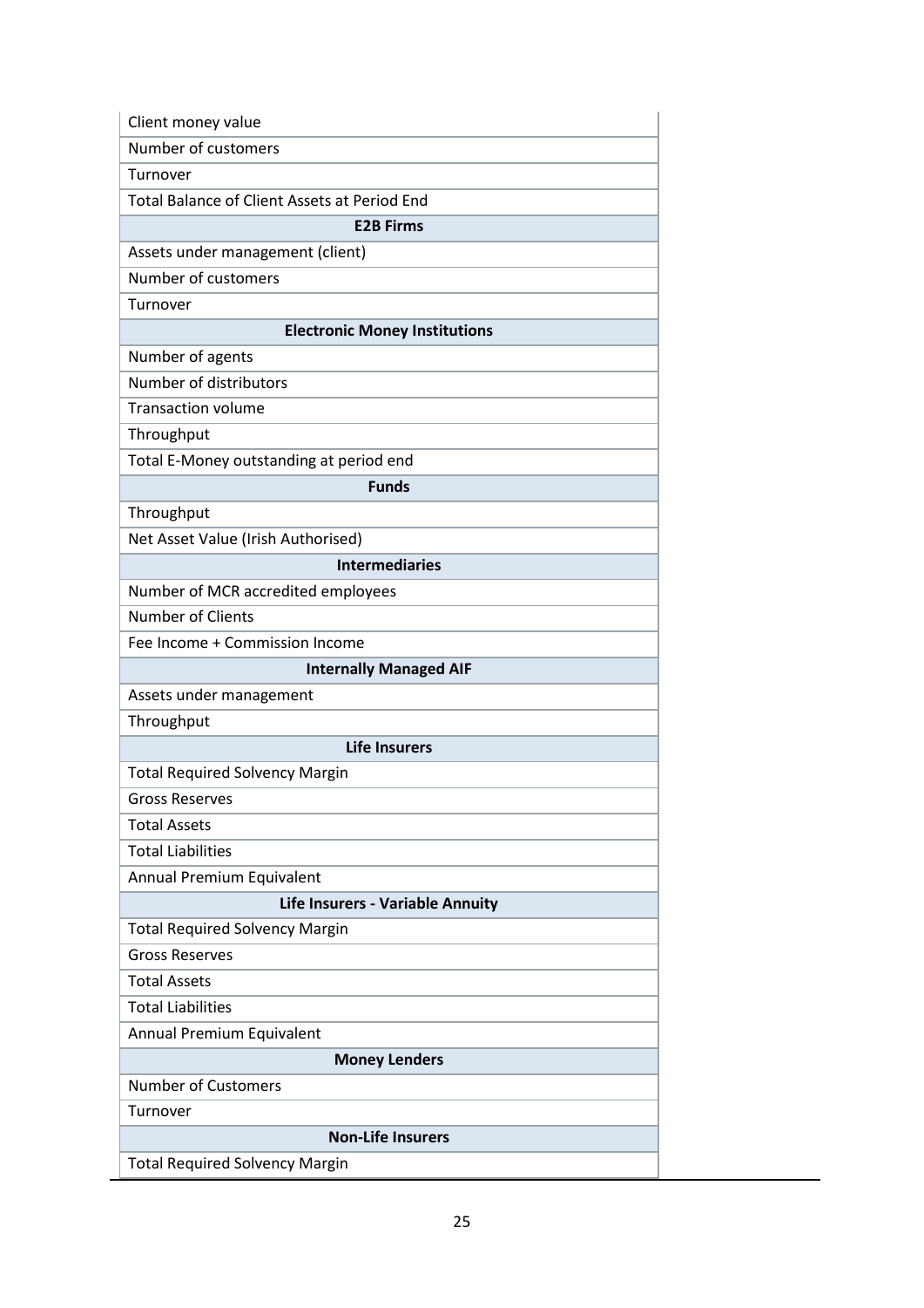| |
|---|
| Client money value |
| Number of customers |
| Turnover |
| Total Balance of Client Assets at Period End |
| **E2B Firms** |
| Assets under management (client) |
| Number of customers |
| Turnover |
| **Electronic Money Institutions** |
| Number of agents |
| Number of distributors |
| Transaction volume |
| Throughput |
| Total E-Money outstanding at period end |
| **Funds** |
| Throughput |
| Net Asset Value (Irish Authorised) |
| **Intermediaries** |
| Number of MCR accredited employees |
| Number of Clients |
| Fee Income + Commission Income |
| **Internally Managed AIF** |
| Assets under management |
| Throughput |
| **Life Insurers** |
| Total Required Solvency Margin |
| Gross Reserves |
| Total Assets |
| Total Liabilities |
| Annual Premium Equivalent |
| **Life Insurers - Variable Annuity** |
| Total Required Solvency Margin |
| Gross Reserves |
| Total Assets |
| Total Liabilities |
| Annual Premium Equivalent |
| **Money Lenders** |
| Number of Customers |
| Turnover |
| **Non-Life Insurers** |
| Total Required Solvency Margin |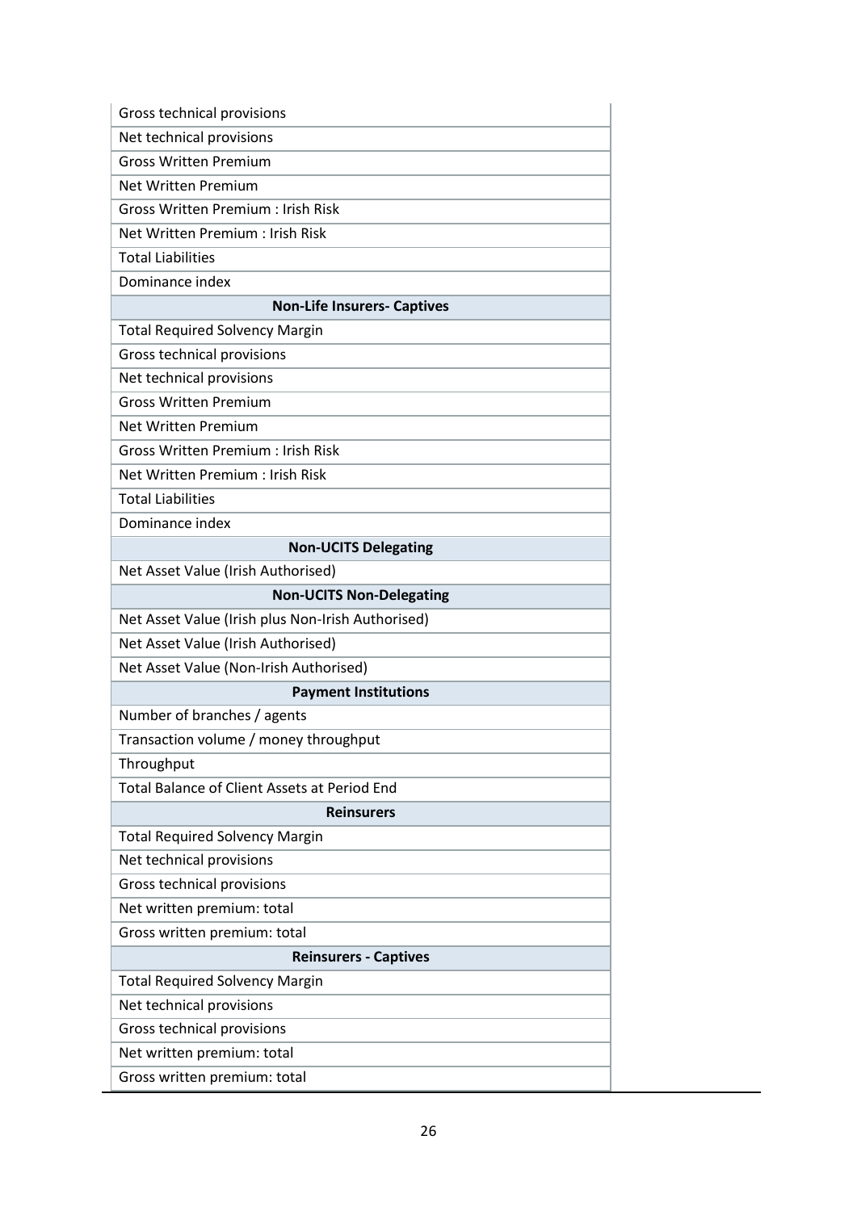| |
|---|
| Gross technical provisions |
| Net technical provisions |
| Gross Written Premium |
| Net Written Premium |
| Gross Written Premium : Irish Risk |
| Net Written Premium : Irish Risk |
| Total Liabilities |
| Dominance index |
| **Non-Life Insurers- Captives** |
| Total Required Solvency Margin |
| Gross technical provisions |
| Net technical provisions |
| Gross Written Premium |
| Net Written Premium |
| Gross Written Premium : Irish Risk |
| Net Written Premium : Irish Risk |
| Total Liabilities |
| Dominance index |
| **Non-UCITS Delegating** |
| Net Asset Value (Irish Authorised) |
| **Non-UCITS Non-Delegating** |
| Net Asset Value (Irish plus Non-Irish Authorised) |
| Net Asset Value (Irish Authorised) |
| Net Asset Value (Non-Irish Authorised) |
| **Payment Institutions** |
| Number of branches / agents |
| Transaction volume / money throughput |
| Throughput |
| Total Balance of Client Assets at Period End |
| **Reinsurers** |
| Total Required Solvency Margin |
| Net technical provisions |
| Gross technical provisions |
| Net written premium: total |
| Gross written premium: total |
| **Reinsurers - Captives** |
| Total Required Solvency Margin |
| Net technical provisions |
| Gross technical provisions |
| Net written premium: total |
| Gross written premium: total |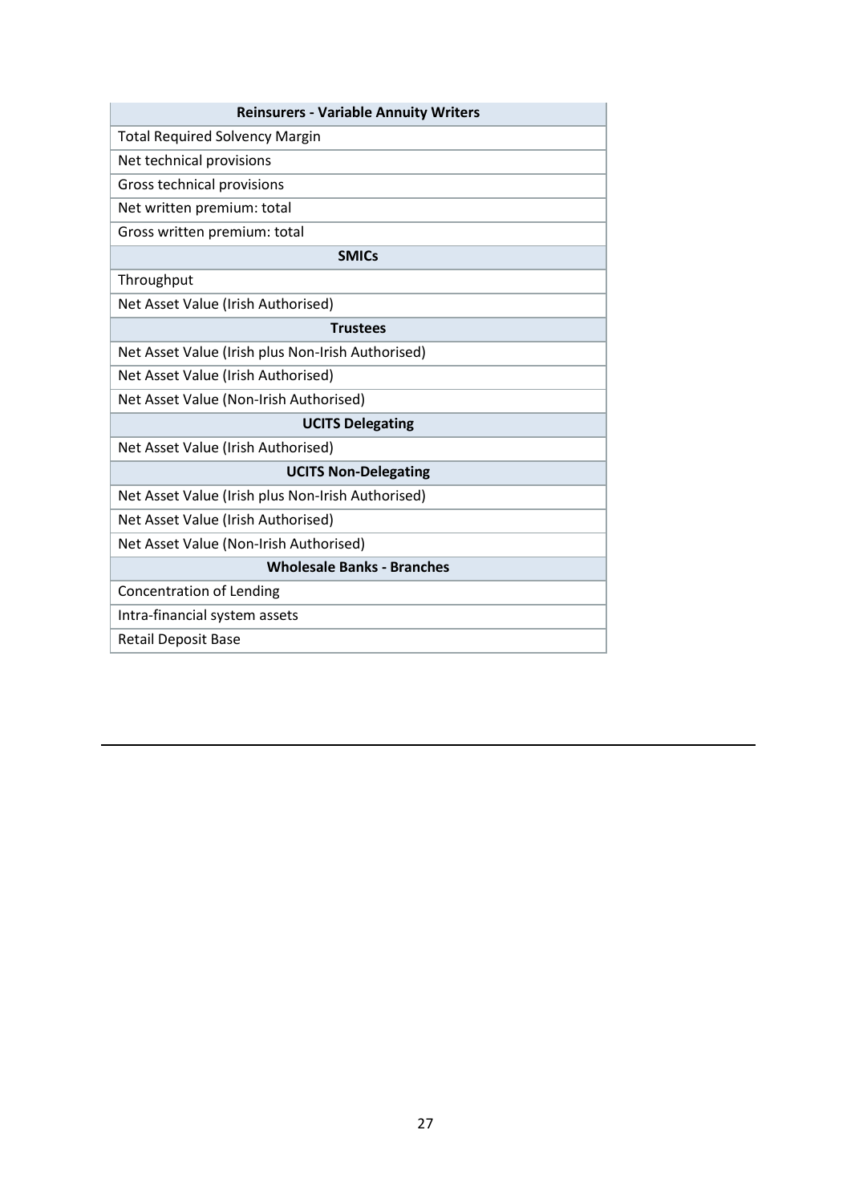| Reinsurers - Variable Annuity Writers |
| --- |
| Total Required Solvency Margin |
| Net technical provisions |
| Gross technical provisions |
| Net written premium: total |
| Gross written premium: total |
| **SMICs** |
| Throughput |
| Net Asset Value (Irish Authorised) |
| **Trustees** |
| Net Asset Value (Irish plus Non-Irish Authorised) |
| Net Asset Value (Irish Authorised) |
| Net Asset Value (Non-Irish Authorised) |
| **UCITS Delegating** |
| Net Asset Value (Irish Authorised) |
| **UCITS Non-Delegating** |
| Net Asset Value (Irish plus Non-Irish Authorised) |
| Net Asset Value (Irish Authorised) |
| Net Asset Value (Non-Irish Authorised) |
| **Wholesale Banks - Branches** |
| Concentration of Lending |
| Intra-financial system assets |
| Retail Deposit Base |